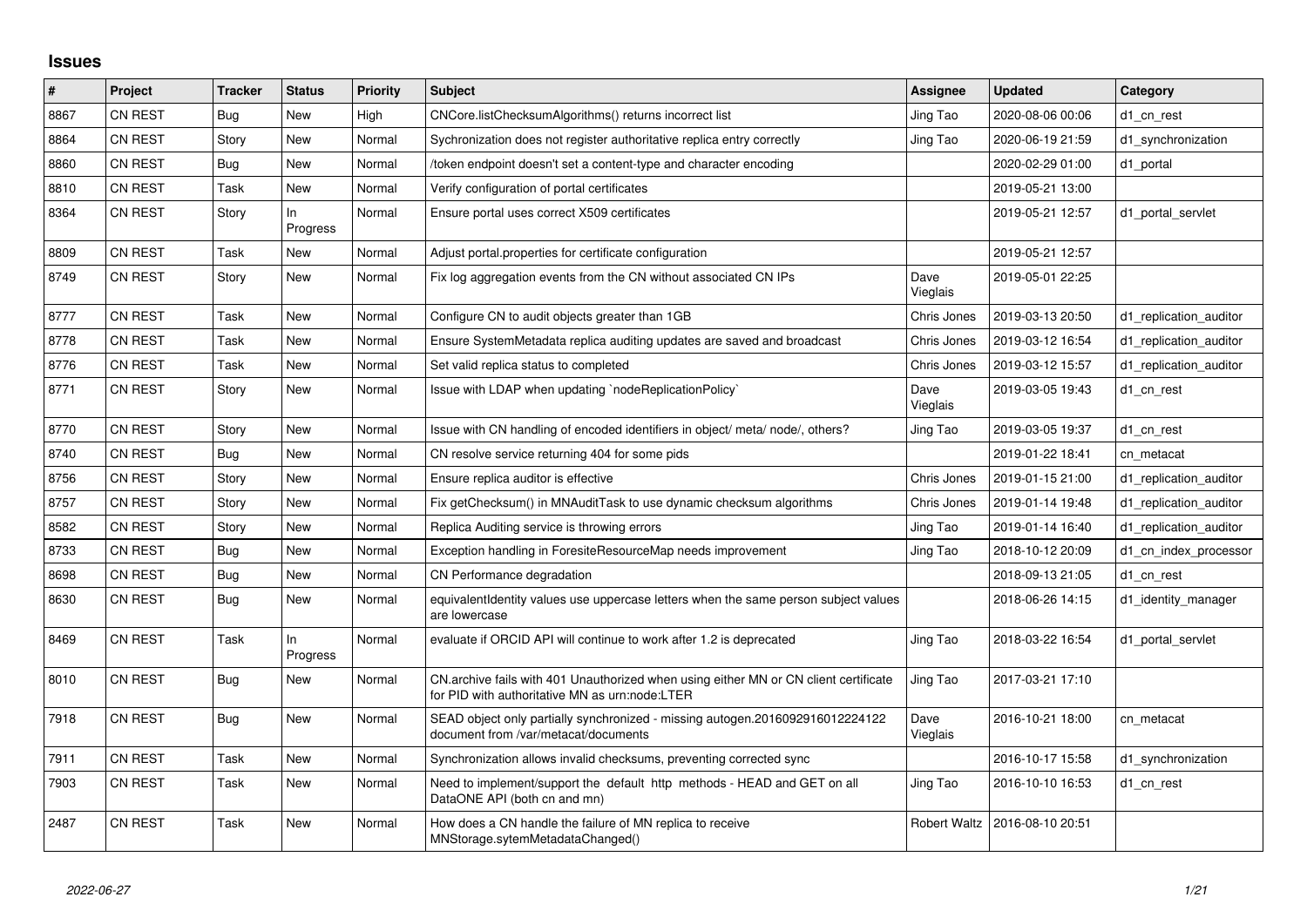# Issues

| # | Project | Tracker | Status | Priority | Subject | Assignee | Updated | Category |
|---|---|---|---|---|---|---|---|---|
| 8867 | CN REST | Bug | New | High | CNCore.listChecksumAlgorithms() returns incorrect list | Jing Tao | 2020-08-06 00:06 | d1_cn_rest |
| 8864 | CN REST | Story | New | Normal | Sychronization does not register authoritative replica entry correctly | Jing Tao | 2020-06-19 21:59 | d1_synchronization |
| 8860 | CN REST | Bug | New | Normal | /token endpoint doesn't set a content-type and character encoding | | 2020-02-29 01:00 | d1_portal |
| 8810 | CN REST | Task | New | Normal | Verify configuration of portal certificates | | 2019-05-21 13:00 | |
| 8364 | CN REST | Story | In Progress | Normal | Ensure portal uses correct X509 certificates | | 2019-05-21 12:57 | d1_portal_servlet |
| 8809 | CN REST | Task | New | Normal | Adjust portal.properties for certificate configuration | | 2019-05-21 12:57 | |
| 8749 | CN REST | Story | New | Normal | Fix log aggregation events from the CN without associated CN IPs | Dave Vieglais | 2019-05-01 22:25 | |
| 8777 | CN REST | Task | New | Normal | Configure CN to audit objects greater than 1GB | Chris Jones | 2019-03-13 20:50 | d1_replication_auditor |
| 8778 | CN REST | Task | New | Normal | Ensure SystemMetadata replica auditing updates are saved and broadcast | Chris Jones | 2019-03-12 16:54 | d1_replication_auditor |
| 8776 | CN REST | Task | New | Normal | Set valid replica status to completed | Chris Jones | 2019-03-12 15:57 | d1_replication_auditor |
| 8771 | CN REST | Story | New | Normal | Issue with LDAP when updating `nodeReplicationPolicy` | Dave Vieglais | 2019-03-05 19:43 | d1_cn_rest |
| 8770 | CN REST | Story | New | Normal | Issue with CN handling of encoded identifiers in object/ meta/ node/, others? | Jing Tao | 2019-03-05 19:37 | d1_cn_rest |
| 8740 | CN REST | Bug | New | Normal | CN resolve service returning 404 for some pids | | 2019-01-22 18:41 | cn_metacat |
| 8756 | CN REST | Story | New | Normal | Ensure replica auditor is effective | Chris Jones | 2019-01-15 21:00 | d1_replication_auditor |
| 8757 | CN REST | Story | New | Normal | Fix getChecksum() in MNAuditTask to use dynamic checksum algorithms | Chris Jones | 2019-01-14 19:48 | d1_replication_auditor |
| 8582 | CN REST | Story | New | Normal | Replica Auditing service is throwing errors | Jing Tao | 2019-01-14 16:40 | d1_replication_auditor |
| 8733 | CN REST | Bug | New | Normal | Exception handling in ForesiteResourceMap needs improvement | Jing Tao | 2018-10-12 20:09 | d1_cn_index_processor |
| 8698 | CN REST | Bug | New | Normal | CN Performance degradation | | 2018-09-13 21:05 | d1_cn_rest |
| 8630 | CN REST | Bug | New | Normal | equivalentIdentity values use uppercase letters when the same person subject values are lowercase | | 2018-06-26 14:15 | d1_identity_manager |
| 8469 | CN REST | Task | In Progress | Normal | evaluate if ORCID API will continue to work after 1.2 is deprecated | Jing Tao | 2018-03-22 16:54 | d1_portal_servlet |
| 8010 | CN REST | Bug | New | Normal | CN.archive fails with 401 Unauthorized when using either MN or CN client certificate for PID with authoritative MN as urn:node:LTER | Jing Tao | 2017-03-21 17:10 | |
| 7918 | CN REST | Bug | New | Normal | SEAD object only partially synchronized - missing autogen.2016092916012224122 document from /var/metacat/documents | Dave Vieglais | 2016-10-21 18:00 | cn_metacat |
| 7911 | CN REST | Task | New | Normal | Synchronization allows invalid checksums, preventing corrected sync | | 2016-10-17 15:58 | d1_synchronization |
| 7903 | CN REST | Task | New | Normal | Need to implement/support the default http methods - HEAD and GET on all DataONE API (both cn and mn) | Jing Tao | 2016-10-10 16:53 | d1_cn_rest |
| 2487 | CN REST | Task | New | Normal | How does a CN handle the failure of MN replica to receive MNStorage.sytemMetadataChanged() | Robert Waltz | 2016-08-10 20:51 | |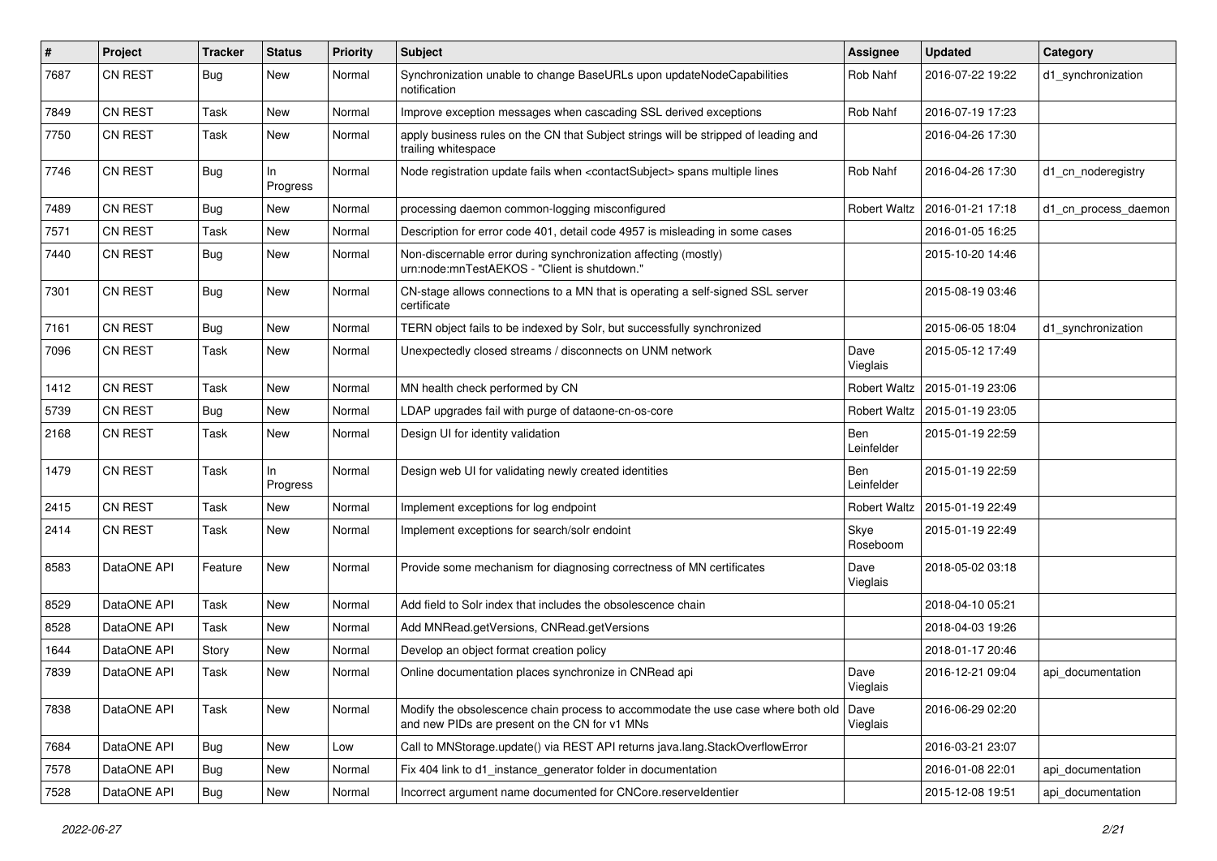| # | Project | Tracker | Status | Priority | Subject | Assignee | Updated | Category |
|---|---|---|---|---|---|---|---|---|
| 7687 | CN REST | Bug | New | Normal | Synchronization unable to change BaseURLs upon updateNodeCapabilities notification | Rob Nahf | 2016-07-22 19:22 | d1_synchronization |
| 7849 | CN REST | Task | New | Normal | Improve exception messages when cascading SSL derived exceptions | Rob Nahf | 2016-07-19 17:23 | |
| 7750 | CN REST | Task | New | Normal | apply business rules on the CN that Subject strings will be stripped of leading and trailing whitespace | | 2016-04-26 17:30 | |
| 7746 | CN REST | Bug | In Progress | Normal | Node registration update fails when <contactSubject> spans multiple lines | Rob Nahf | 2016-04-26 17:30 | d1_cn_noderegistry |
| 7489 | CN REST | Bug | New | Normal | processing daemon common-logging misconfigured | Robert Waltz | 2016-01-21 17:18 | d1_cn_process_daemon |
| 7571 | CN REST | Task | New | Normal | Description for error code 401, detail code 4957 is misleading in some cases | | 2016-01-05 16:25 | |
| 7440 | CN REST | Bug | New | Normal | Non-discernable error during synchronization affecting (mostly) urn:node:mnTestAEKOS - "Client is shutdown." | | 2015-10-20 14:46 | |
| 7301 | CN REST | Bug | New | Normal | CN-stage allows connections to a MN that is operating a self-signed SSL server certificate | | 2015-08-19 03:46 | |
| 7161 | CN REST | Bug | New | Normal | TERN object fails to be indexed by Solr, but successfully synchronized | | 2015-06-05 18:04 | d1_synchronization |
| 7096 | CN REST | Task | New | Normal | Unexpectedly closed streams / disconnects on UNM network | Dave Vieglais | 2015-05-12 17:49 | |
| 1412 | CN REST | Task | New | Normal | MN health check performed by CN | Robert Waltz | 2015-01-19 23:06 | |
| 5739 | CN REST | Bug | New | Normal | LDAP upgrades fail with purge of dataone-cn-os-core | Robert Waltz | 2015-01-19 23:05 | |
| 2168 | CN REST | Task | New | Normal | Design UI for identity validation | Ben Leinfelder | 2015-01-19 22:59 | |
| 1479 | CN REST | Task | In Progress | Normal | Design web UI for validating newly created identities | Ben Leinfelder | 2015-01-19 22:59 | |
| 2415 | CN REST | Task | New | Normal | Implement exceptions for log endpoint | Robert Waltz | 2015-01-19 22:49 | |
| 2414 | CN REST | Task | New | Normal | Implement exceptions for search/solr endoint | Skye Roseboom | 2015-01-19 22:49 | |
| 8583 | DataONE API | Feature | New | Normal | Provide some mechanism for diagnosing correctness of MN certificates | Dave Vieglais | 2018-05-02 03:18 | |
| 8529 | DataONE API | Task | New | Normal | Add field to Solr index that includes the obsolescence chain | | 2018-04-10 05:21 | |
| 8528 | DataONE API | Task | New | Normal | Add MNRead.getVersions, CNRead.getVersions | | 2018-04-03 19:26 | |
| 1644 | DataONE API | Story | New | Normal | Develop an object format creation policy | | 2018-01-17 20:46 | |
| 7839 | DataONE API | Task | New | Normal | Online documentation places synchronize in CNRead api | Dave Vieglais | 2016-12-21 09:04 | api_documentation |
| 7838 | DataONE API | Task | New | Normal | Modify the obsolescence chain process to accommodate the use case where both old and new PIDs are present on the CN for v1 MNs | Dave Vieglais | 2016-06-29 02:20 | |
| 7684 | DataONE API | Bug | New | Low | Call to MNStorage.update() via REST API returns java.lang.StackOverflowError | | 2016-03-21 23:07 | |
| 7578 | DataONE API | Bug | New | Normal | Fix 404 link to d1_instance_generator folder in documentation | | 2016-01-08 22:01 | api_documentation |
| 7528 | DataONE API | Bug | New | Normal | Incorrect argument name documented for CNCore.reserveIdentier | | 2015-12-08 19:51 | api_documentation |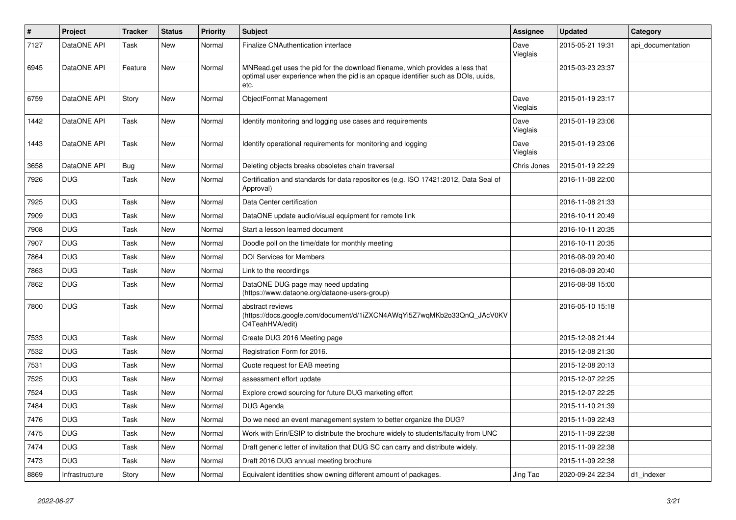| # | Project | Tracker | Status | Priority | Subject | Assignee | Updated | Category |
|---|---|---|---|---|---|---|---|---|
| 7127 | DataONE API | Task | New | Normal | Finalize CNAuthentication interface | Dave Vieglais | 2015-05-21 19:31 | api_documentation |
| 6945 | DataONE API | Feature | New | Normal | MNRead.get uses the pid for the download filename, which provides a less that optimal user experience when the pid is an opaque identifier such as DOIs, uuids, etc. | | 2015-03-23 23:37 | |
| 6759 | DataONE API | Story | New | Normal | ObjectFormat Management | Dave Vieglais | 2015-01-19 23:17 | |
| 1442 | DataONE API | Task | New | Normal | Identify monitoring and logging use cases and requirements | Dave Vieglais | 2015-01-19 23:06 | |
| 1443 | DataONE API | Task | New | Normal | Identify operational requirements for monitoring and logging | Dave Vieglais | 2015-01-19 23:06 | |
| 3658 | DataONE API | Bug | New | Normal | Deleting objects breaks obsoletes chain traversal | Chris Jones | 2015-01-19 22:29 | |
| 7926 | DUG | Task | New | Normal | Certification and standards for data repositories (e.g. ISO 17421:2012, Data Seal of Approval) | | 2016-11-08 22:00 | |
| 7925 | DUG | Task | New | Normal | Data Center certification | | 2016-11-08 21:33 | |
| 7909 | DUG | Task | New | Normal | DataONE update audio/visual equipment for remote link | | 2016-10-11 20:49 | |
| 7908 | DUG | Task | New | Normal | Start a lesson learned document | | 2016-10-11 20:35 | |
| 7907 | DUG | Task | New | Normal | Doodle poll on the time/date for monthly meeting | | 2016-10-11 20:35 | |
| 7864 | DUG | Task | New | Normal | DOI Services for Members | | 2016-08-09 20:40 | |
| 7863 | DUG | Task | New | Normal | Link to the recordings | | 2016-08-09 20:40 | |
| 7862 | DUG | Task | New | Normal | DataONE DUG page may need updating (https://www.dataone.org/dataone-users-group) | | 2016-08-08 15:00 | |
| 7800 | DUG | Task | New | Normal | abstract reviews (https://docs.google.com/document/d/1iZXCN4AWqYi5Z7wqMKb2o33QnQ_JAcV0KVO4TeahHVA/edit) | | 2016-05-10 15:18 | |
| 7533 | DUG | Task | New | Normal | Create DUG 2016 Meeting page | | 2015-12-08 21:44 | |
| 7532 | DUG | Task | New | Normal | Registration Form for 2016. | | 2015-12-08 21:30 | |
| 7531 | DUG | Task | New | Normal | Quote request for EAB meeting | | 2015-12-08 20:13 | |
| 7525 | DUG | Task | New | Normal | assessment effort update | | 2015-12-07 22:25 | |
| 7524 | DUG | Task | New | Normal | Explore crowd sourcing for future DUG marketing effort | | 2015-12-07 22:25 | |
| 7484 | DUG | Task | New | Normal | DUG Agenda | | 2015-11-10 21:39 | |
| 7476 | DUG | Task | New | Normal | Do we need an event management system to better organize the DUG? | | 2015-11-09 22:43 | |
| 7475 | DUG | Task | New | Normal | Work with Erin/ESIP to distribute the brochure widely to students/faculty from UNC | | 2015-11-09 22:38 | |
| 7474 | DUG | Task | New | Normal | Draft generic letter of invitation that DUG SC can carry and distribute widely. | | 2015-11-09 22:38 | |
| 7473 | DUG | Task | New | Normal | Draft 2016 DUG annual meeting brochure | | 2015-11-09 22:38 | |
| 8869 | Infrastructure | Story | New | Normal | Equivalent identities show owning different amount of packages. | Jing Tao | 2020-09-24 22:34 | d1_indexer |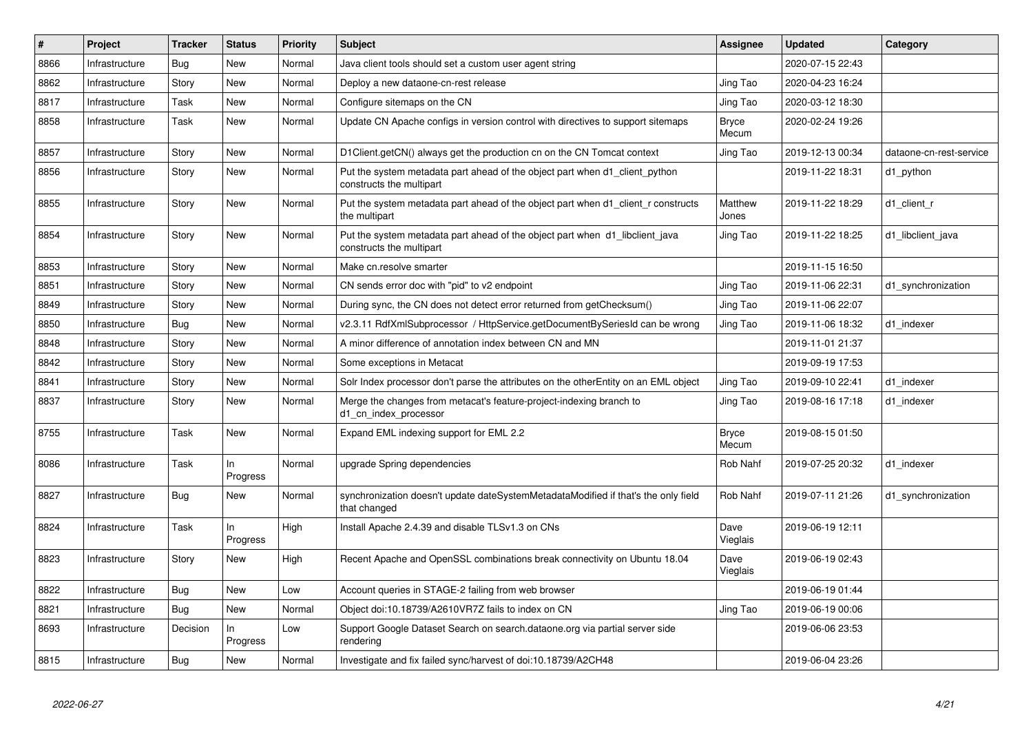| # | Project | Tracker | Status | Priority | Subject | Assignee | Updated | Category |
|---|---|---|---|---|---|---|---|---|
| 8866 | Infrastructure | Bug | New | Normal | Java client tools should set a custom user agent string | | 2020-07-15 22:43 | |
| 8862 | Infrastructure | Story | New | Normal | Deploy a new dataone-cn-rest release | Jing Tao | 2020-04-23 16:24 | |
| 8817 | Infrastructure | Task | New | Normal | Configure sitemaps on the CN | Jing Tao | 2020-03-12 18:30 | |
| 8858 | Infrastructure | Task | New | Normal | Update CN Apache configs in version control with directives to support sitemaps | Bryce Mecum | 2020-02-24 19:26 | |
| 8857 | Infrastructure | Story | New | Normal | D1Client.getCN() always get the production cn on the CN Tomcat context | Jing Tao | 2019-12-13 00:34 | dataone-cn-rest-service |
| 8856 | Infrastructure | Story | New | Normal | Put the system metadata part ahead of the object part when d1_client_python constructs the multipart | | 2019-11-22 18:31 | d1_python |
| 8855 | Infrastructure | Story | New | Normal | Put the system metadata part ahead of the object part when d1_client_r constructs the multipart | Matthew Jones | 2019-11-22 18:29 | d1_client_r |
| 8854 | Infrastructure | Story | New | Normal | Put the system metadata part ahead of the object part when d1_libclient_java constructs the multipart | Jing Tao | 2019-11-22 18:25 | d1_libclient_java |
| 8853 | Infrastructure | Story | New | Normal | Make cn.resolve smarter | | 2019-11-15 16:50 | |
| 8851 | Infrastructure | Story | New | Normal | CN sends error doc with "pid" to v2 endpoint | Jing Tao | 2019-11-06 22:31 | d1_synchronization |
| 8849 | Infrastructure | Story | New | Normal | During sync, the CN does not detect error returned from getChecksum() | Jing Tao | 2019-11-06 22:07 | |
| 8850 | Infrastructure | Bug | New | Normal | v2.3.11 RdfXmlSubprocessor / HttpService.getDocumentBySeriesId can be wrong | Jing Tao | 2019-11-06 18:32 | d1_indexer |
| 8848 | Infrastructure | Story | New | Normal | A minor difference of annotation index between CN and MN | | 2019-11-01 21:37 | |
| 8842 | Infrastructure | Story | New | Normal | Some exceptions in Metacat | | 2019-09-19 17:53 | |
| 8841 | Infrastructure | Story | New | Normal | Solr Index processor don't parse the attributes on the otherEntity on an EML object | Jing Tao | 2019-09-10 22:41 | d1_indexer |
| 8837 | Infrastructure | Story | New | Normal | Merge the changes from metacat's feature-project-indexing branch to d1_cn_index_processor | Jing Tao | 2019-08-16 17:18 | d1_indexer |
| 8755 | Infrastructure | Task | New | Normal | Expand EML indexing support for EML 2.2 | Bryce Mecum | 2019-08-15 01:50 | |
| 8086 | Infrastructure | Task | In Progress | Normal | upgrade Spring dependencies | Rob Nahf | 2019-07-25 20:32 | d1_indexer |
| 8827 | Infrastructure | Bug | New | Normal | synchronization doesn't update dateSystemMetadataModified if that's the only field that changed | Rob Nahf | 2019-07-11 21:26 | d1_synchronization |
| 8824 | Infrastructure | Task | In Progress | High | Install Apache 2.4.39 and disable TLSv1.3 on CNs | Dave Vieglais | 2019-06-19 12:11 | |
| 8823 | Infrastructure | Story | New | High | Recent Apache and OpenSSL combinations break connectivity on Ubuntu 18.04 | Dave Vieglais | 2019-06-19 02:43 | |
| 8822 | Infrastructure | Bug | New | Low | Account queries in STAGE-2 failing from web browser | | 2019-06-19 01:44 | |
| 8821 | Infrastructure | Bug | New | Normal | Object doi:10.18739/A2610VR7Z fails to index on CN | Jing Tao | 2019-06-19 00:06 | |
| 8693 | Infrastructure | Decision | In Progress | Low | Support Google Dataset Search on search.dataone.org via partial server side rendering | | 2019-06-06 23:53 | |
| 8815 | Infrastructure | Bug | New | Normal | Investigate and fix failed sync/harvest of doi:10.18739/A2CH48 | | 2019-06-04 23:26 | |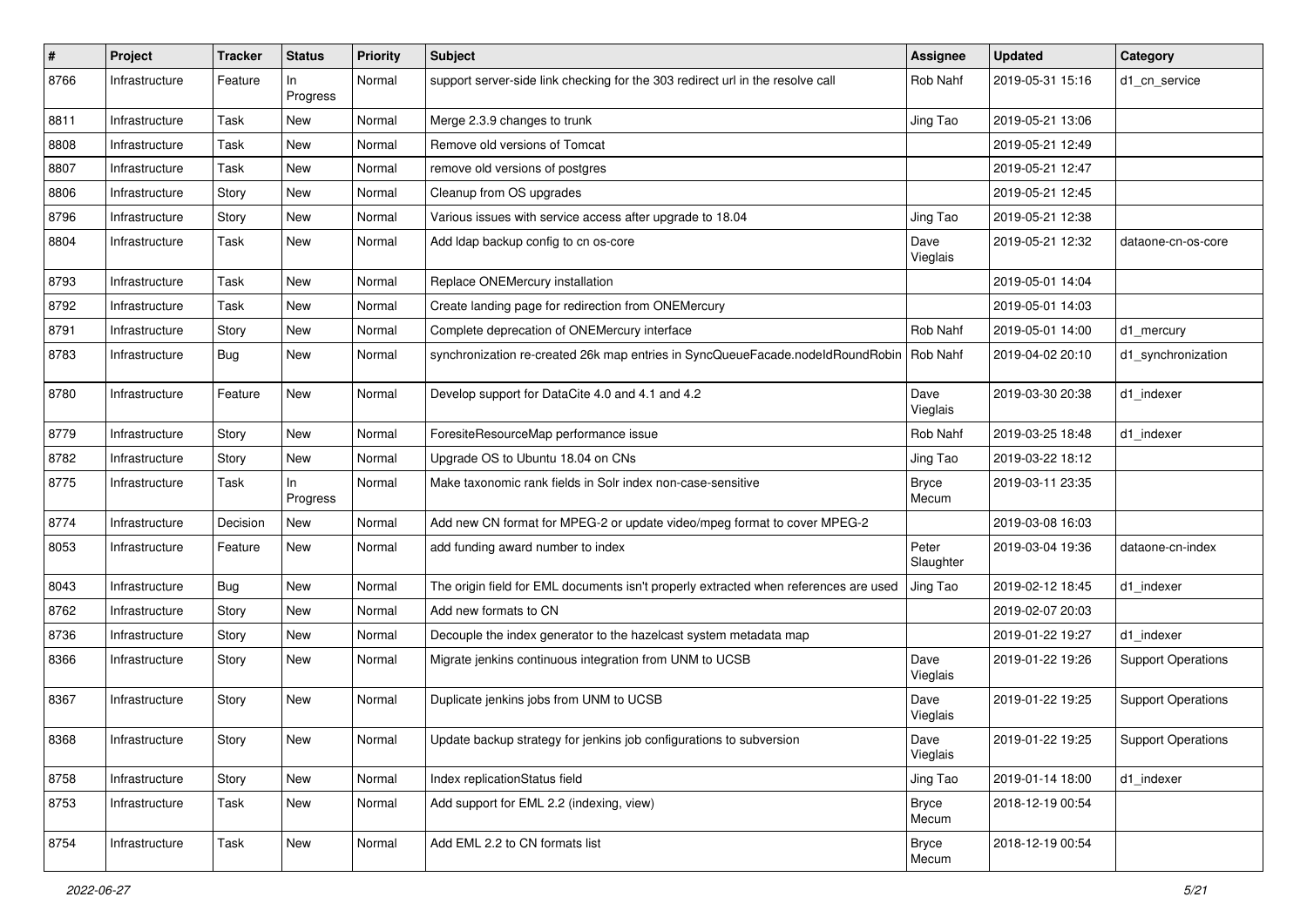| # | Project | Tracker | Status | Priority | Subject | Assignee | Updated | Category |
|---|---|---|---|---|---|---|---|---|
| 8766 | Infrastructure | Feature | In Progress | Normal | support server-side link checking for the 303 redirect url in the resolve call | Rob Nahf | 2019-05-31 15:16 | d1_cn_service |
| 8811 | Infrastructure | Task | New | Normal | Merge 2.3.9 changes to trunk | Jing Tao | 2019-05-21 13:06 | |
| 8808 | Infrastructure | Task | New | Normal | Remove old versions of Tomcat | | 2019-05-21 12:49 | |
| 8807 | Infrastructure | Task | New | Normal | remove old versions of postgres | | 2019-05-21 12:47 | |
| 8806 | Infrastructure | Story | New | Normal | Cleanup from OS upgrades | | 2019-05-21 12:45 | |
| 8796 | Infrastructure | Story | New | Normal | Various issues with service access after upgrade to 18.04 | Jing Tao | 2019-05-21 12:38 | |
| 8804 | Infrastructure | Task | New | Normal | Add ldap backup config to cn os-core | Dave Vieglais | 2019-05-21 12:32 | dataone-cn-os-core |
| 8793 | Infrastructure | Task | New | Normal | Replace ONEMercury installation | | 2019-05-01 14:04 | |
| 8792 | Infrastructure | Task | New | Normal | Create landing page for redirection from ONEMercury | | 2019-05-01 14:03 | |
| 8791 | Infrastructure | Story | New | Normal | Complete deprecation of ONEMercury interface | Rob Nahf | 2019-05-01 14:00 | d1_mercury |
| 8783 | Infrastructure | Bug | New | Normal | synchronization re-created 26k map entries in SyncQueueFacade.nodeIdRoundRobin | Rob Nahf | 2019-04-02 20:10 | d1_synchronization |
| 8780 | Infrastructure | Feature | New | Normal | Develop support for DataCite 4.0 and 4.1 and 4.2 | Dave Vieglais | 2019-03-30 20:38 | d1_indexer |
| 8779 | Infrastructure | Story | New | Normal | ForesiteResourceMap performance issue | Rob Nahf | 2019-03-25 18:48 | d1_indexer |
| 8782 | Infrastructure | Story | New | Normal | Upgrade OS to Ubuntu 18.04 on CNs | Jing Tao | 2019-03-22 18:12 | |
| 8775 | Infrastructure | Task | In Progress | Normal | Make taxonomic rank fields in Solr index non-case-sensitive | Bryce Mecum | 2019-03-11 23:35 | |
| 8774 | Infrastructure | Decision | New | Normal | Add new CN format for MPEG-2 or update video/mpeg format to cover MPEG-2 | | 2019-03-08 16:03 | |
| 8053 | Infrastructure | Feature | New | Normal | add funding award number to index | Peter Slaughter | 2019-03-04 19:36 | dataone-cn-index |
| 8043 | Infrastructure | Bug | New | Normal | The origin field for EML documents isn't properly extracted when references are used | Jing Tao | 2019-02-12 18:45 | d1_indexer |
| 8762 | Infrastructure | Story | New | Normal | Add new formats to CN | | 2019-02-07 20:03 | |
| 8736 | Infrastructure | Story | New | Normal | Decouple the index generator to the hazelcast system metadata map | | 2019-01-22 19:27 | d1_indexer |
| 8366 | Infrastructure | Story | New | Normal | Migrate jenkins continuous integration from UNM to UCSB | Dave Vieglais | 2019-01-22 19:26 | Support Operations |
| 8367 | Infrastructure | Story | New | Normal | Duplicate jenkins jobs from UNM to UCSB | Dave Vieglais | 2019-01-22 19:25 | Support Operations |
| 8368 | Infrastructure | Story | New | Normal | Update backup strategy for jenkins job configurations to subversion | Dave Vieglais | 2019-01-22 19:25 | Support Operations |
| 8758 | Infrastructure | Story | New | Normal | Index replicationStatus field | Jing Tao | 2019-01-14 18:00 | d1_indexer |
| 8753 | Infrastructure | Task | New | Normal | Add support for EML 2.2 (indexing, view) | Bryce Mecum | 2018-12-19 00:54 | |
| 8754 | Infrastructure | Task | New | Normal | Add EML 2.2 to CN formats list | Bryce Mecum | 2018-12-19 00:54 | |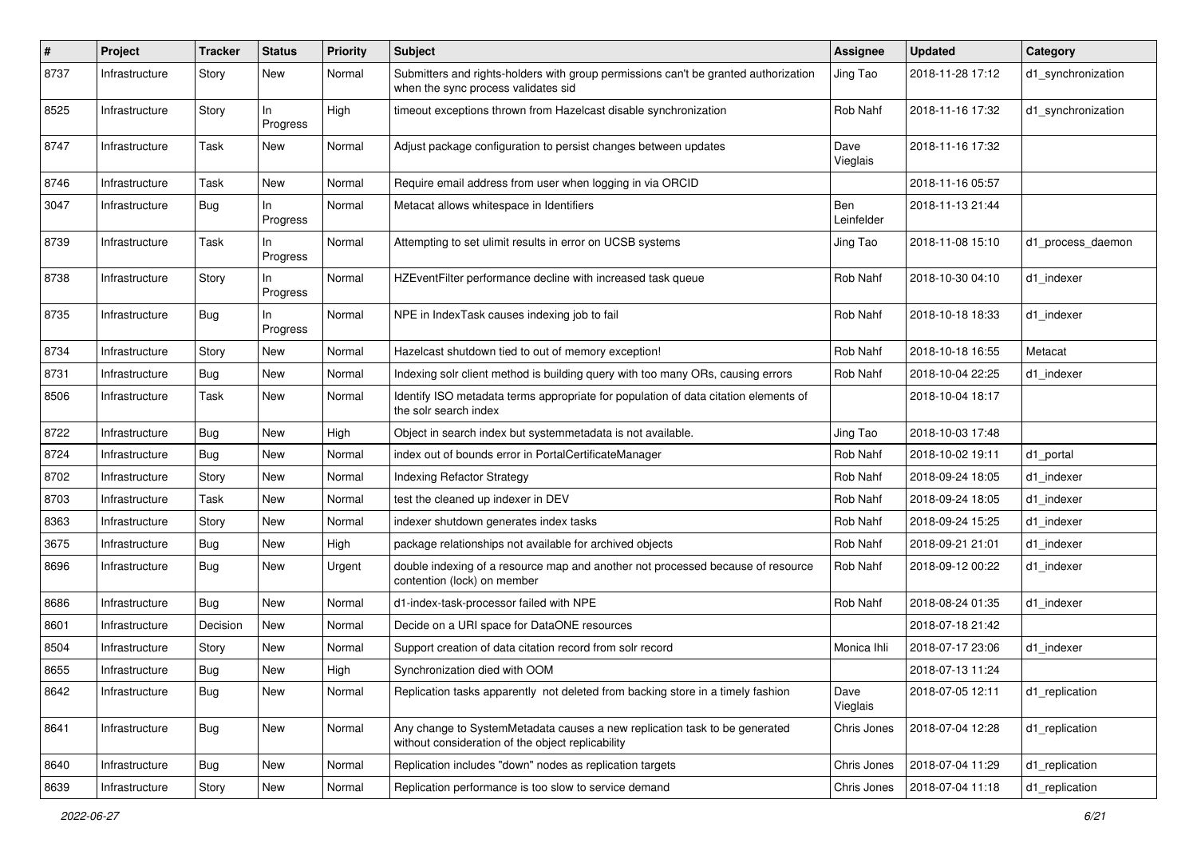| # | Project | Tracker | Status | Priority | Subject | Assignee | Updated | Category |
|---|---|---|---|---|---|---|---|---|
| 8737 | Infrastructure | Story | New | Normal | Submitters and rights-holders with group permissions can't be granted authorization when the sync process validates sid | Jing Tao | 2018-11-28 17:12 | d1_synchronization |
| 8525 | Infrastructure | Story | In Progress | High | timeout exceptions thrown from Hazelcast disable synchronization | Rob Nahf | 2018-11-16 17:32 | d1_synchronization |
| 8747 | Infrastructure | Task | New | Normal | Adjust package configuration to persist changes between updates | Dave Vieglais | 2018-11-16 17:32 | |
| 8746 | Infrastructure | Task | New | Normal | Require email address from user when logging in via ORCID | | 2018-11-16 05:57 | |
| 3047 | Infrastructure | Bug | In Progress | Normal | Metacat allows whitespace in Identifiers | Ben Leinfelder | 2018-11-13 21:44 | |
| 8739 | Infrastructure | Task | In Progress | Normal | Attempting to set ulimit results in error on UCSB systems | Jing Tao | 2018-11-08 15:10 | d1_process_daemon |
| 8738 | Infrastructure | Story | In Progress | Normal | HZEventFilter performance decline with increased task queue | Rob Nahf | 2018-10-30 04:10 | d1_indexer |
| 8735 | Infrastructure | Bug | In Progress | Normal | NPE in IndexTask causes indexing job to fail | Rob Nahf | 2018-10-18 18:33 | d1_indexer |
| 8734 | Infrastructure | Story | New | Normal | Hazelcast shutdown tied to out of memory exception! | Rob Nahf | 2018-10-18 16:55 | Metacat |
| 8731 | Infrastructure | Bug | New | Normal | Indexing solr client method is building query with too many ORs, causing errors | Rob Nahf | 2018-10-04 22:25 | d1_indexer |
| 8506 | Infrastructure | Task | New | Normal | Identify ISO metadata terms appropriate for population of data citation elements of the solr search index | | 2018-10-04 18:17 | |
| 8722 | Infrastructure | Bug | New | High | Object in search index but systemmetadata is not available. | Jing Tao | 2018-10-03 17:48 | |
| 8724 | Infrastructure | Bug | New | Normal | index out of bounds error in PortalCertificateManager | Rob Nahf | 2018-10-02 19:11 | d1_portal |
| 8702 | Infrastructure | Story | New | Normal | Indexing Refactor Strategy | Rob Nahf | 2018-09-24 18:05 | d1_indexer |
| 8703 | Infrastructure | Task | New | Normal | test the cleaned up indexer in DEV | Rob Nahf | 2018-09-24 18:05 | d1_indexer |
| 8363 | Infrastructure | Story | New | Normal | indexer shutdown generates index tasks | Rob Nahf | 2018-09-24 15:25 | d1_indexer |
| 3675 | Infrastructure | Bug | New | High | package relationships not available for archived objects | Rob Nahf | 2018-09-21 21:01 | d1_indexer |
| 8696 | Infrastructure | Bug | New | Urgent | double indexing of a resource map and another not processed because of resource contention (lock) on member | Rob Nahf | 2018-09-12 00:22 | d1_indexer |
| 8686 | Infrastructure | Bug | New | Normal | d1-index-task-processor failed with NPE | Rob Nahf | 2018-08-24 01:35 | d1_indexer |
| 8601 | Infrastructure | Decision | New | Normal | Decide on a URI space for DataONE resources | | 2018-07-18 21:42 | |
| 8504 | Infrastructure | Story | New | Normal | Support creation of data citation record from solr record | Monica Ihli | 2018-07-17 23:06 | d1_indexer |
| 8655 | Infrastructure | Bug | New | High | Synchronization died with OOM | | 2018-07-13 11:24 | |
| 8642 | Infrastructure | Bug | New | Normal | Replication tasks apparently not deleted from backing store in a timely fashion | Dave Vieglais | 2018-07-05 12:11 | d1_replication |
| 8641 | Infrastructure | Bug | New | Normal | Any change to SystemMetadata causes a new replication task to be generated without consideration of the object replicability | Chris Jones | 2018-07-04 12:28 | d1_replication |
| 8640 | Infrastructure | Bug | New | Normal | Replication includes "down" nodes as replication targets | Chris Jones | 2018-07-04 11:29 | d1_replication |
| 8639 | Infrastructure | Story | New | Normal | Replication performance is too slow to service demand | Chris Jones | 2018-07-04 11:18 | d1_replication |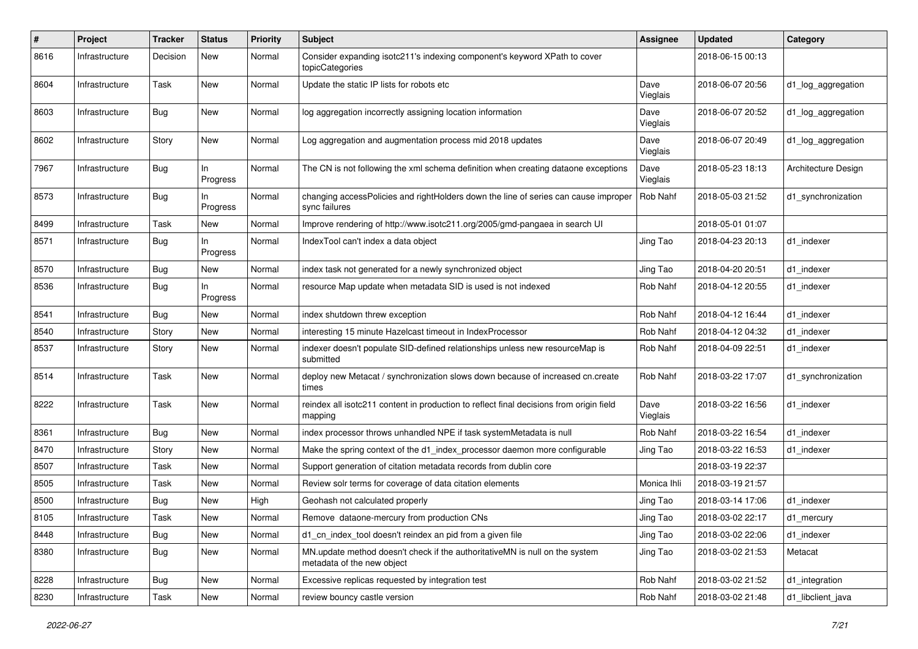| # | Project | Tracker | Status | Priority | Subject | Assignee | Updated | Category |
|---|---|---|---|---|---|---|---|---|
| 8616 | Infrastructure | Decision | New | Normal | Consider expanding isotc211's indexing component's keyword XPath to cover topicCategories | | 2018-06-15 00:13 | |
| 8604 | Infrastructure | Task | New | Normal | Update the static IP lists for robots etc | Dave Vieglais | 2018-06-07 20:56 | d1_log_aggregation |
| 8603 | Infrastructure | Bug | New | Normal | log aggregation incorrectly assigning location information | Dave Vieglais | 2018-06-07 20:52 | d1_log_aggregation |
| 8602 | Infrastructure | Story | New | Normal | Log aggregation and augmentation process mid 2018 updates | Dave Vieglais | 2018-06-07 20:49 | d1_log_aggregation |
| 7967 | Infrastructure | Bug | In Progress | Normal | The CN is not following the xml schema definition when creating dataone exceptions | Dave Vieglais | 2018-05-23 18:13 | Architecture Design |
| 8573 | Infrastructure | Bug | In Progress | Normal | changing accessPolicies and rightHolders down the line of series can cause improper sync failures | Rob Nahf | 2018-05-03 21:52 | d1_synchronization |
| 8499 | Infrastructure | Task | New | Normal | Improve rendering of http://www.isotc211.org/2005/gmd-pangaea in search UI | | 2018-05-01 01:07 | |
| 8571 | Infrastructure | Bug | In Progress | Normal | IndexTool can't index a data object | Jing Tao | 2018-04-23 20:13 | d1_indexer |
| 8570 | Infrastructure | Bug | New | Normal | index task not generated for a newly synchronized object | Jing Tao | 2018-04-20 20:51 | d1_indexer |
| 8536 | Infrastructure | Bug | In Progress | Normal | resource Map update when metadata SID is used is not indexed | Rob Nahf | 2018-04-12 20:55 | d1_indexer |
| 8541 | Infrastructure | Bug | New | Normal | index shutdown threw exception | Rob Nahf | 2018-04-12 16:44 | d1_indexer |
| 8540 | Infrastructure | Story | New | Normal | interesting 15 minute Hazelcast timeout in IndexProcessor | Rob Nahf | 2018-04-12 04:32 | d1_indexer |
| 8537 | Infrastructure | Story | New | Normal | indexer doesn't populate SID-defined relationships unless new resourceMap is submitted | Rob Nahf | 2018-04-09 22:51 | d1_indexer |
| 8514 | Infrastructure | Task | New | Normal | deploy new Metacat / synchronization slows down because of increased cn.create times | Rob Nahf | 2018-03-22 17:07 | d1_synchronization |
| 8222 | Infrastructure | Task | New | Normal | reindex all isotc211 content in production to reflect final decisions from origin field mapping | Dave Vieglais | 2018-03-22 16:56 | d1_indexer |
| 8361 | Infrastructure | Bug | New | Normal | index processor throws unhandled NPE if task systemMetadata is null | Rob Nahf | 2018-03-22 16:54 | d1_indexer |
| 8470 | Infrastructure | Story | New | Normal | Make the spring context of the d1_index_processor daemon more configurable | Jing Tao | 2018-03-22 16:53 | d1_indexer |
| 8507 | Infrastructure | Task | New | Normal | Support generation of citation metadata records from dublin core | | 2018-03-19 22:37 | |
| 8505 | Infrastructure | Task | New | Normal | Review solr terms for coverage of data citation elements | Monica Ihli | 2018-03-19 21:57 | |
| 8500 | Infrastructure | Bug | New | High | Geohash not calculated properly | Jing Tao | 2018-03-14 17:06 | d1_indexer |
| 8105 | Infrastructure | Task | New | Normal | Remove dataone-mercury from production CNs | Jing Tao | 2018-03-02 22:17 | d1_mercury |
| 8448 | Infrastructure | Bug | New | Normal | d1_cn_index_tool doesn't reindex an pid from a given file | Jing Tao | 2018-03-02 22:06 | d1_indexer |
| 8380 | Infrastructure | Bug | New | Normal | MN.update method doesn't check if the authoritativeMN is null on the system metadata of the new object | Jing Tao | 2018-03-02 21:53 | Metacat |
| 8228 | Infrastructure | Bug | New | Normal | Excessive replicas requested by integration test | Rob Nahf | 2018-03-02 21:52 | d1_integration |
| 8230 | Infrastructure | Task | New | Normal | review bouncy castle version | Rob Nahf | 2018-03-02 21:48 | d1_libclient_java |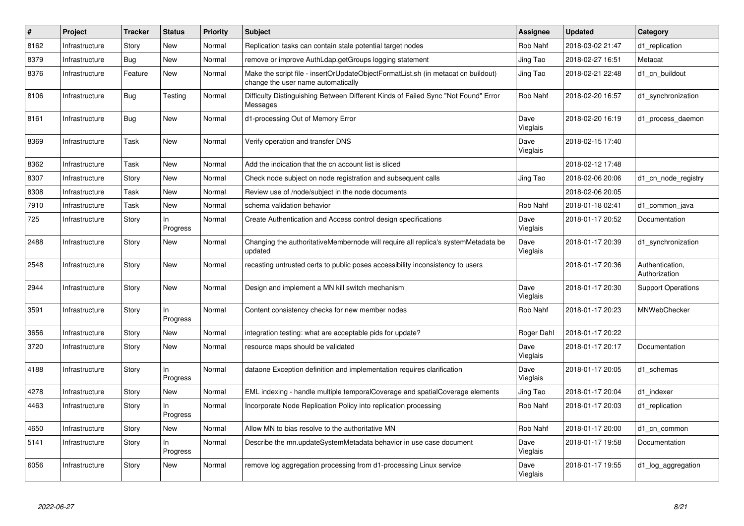| # | Project | Tracker | Status | Priority | Subject | Assignee | Updated | Category |
|---|---|---|---|---|---|---|---|---|
| 8162 | Infrastructure | Story | New | Normal | Replication tasks can contain stale potential target nodes | Rob Nahf | 2018-03-02 21:47 | d1_replication |
| 8379 | Infrastructure | Bug | New | Normal | remove or improve AuthLdap.getGroups logging statement | Jing Tao | 2018-02-27 16:51 | Metacat |
| 8376 | Infrastructure | Feature | New | Normal | Make the script file - insertOrUpdateObjectFormatList.sh (in metacat cn buildout) change the user name automatically | Jing Tao | 2018-02-21 22:48 | d1_cn_buildout |
| 8106 | Infrastructure | Bug | Testing | Normal | Difficulty Distinguishing Between Different Kinds of Failed Sync "Not Found" Error Messages | Rob Nahf | 2018-02-20 16:57 | d1_synchronization |
| 8161 | Infrastructure | Bug | New | Normal | d1-processing Out of Memory Error | Dave Vieglais | 2018-02-20 16:19 | d1_process_daemon |
| 8369 | Infrastructure | Task | New | Normal | Verify operation and transfer DNS | Dave Vieglais | 2018-02-15 17:40 | |
| 8362 | Infrastructure | Task | New | Normal | Add the indication that the cn account list is sliced | | 2018-02-12 17:48 | |
| 8307 | Infrastructure | Story | New | Normal | Check node subject on node registration and subsequent calls | Jing Tao | 2018-02-06 20:06 | d1_cn_node_registry |
| 8308 | Infrastructure | Task | New | Normal | Review use of /node/subject in the node documents | | 2018-02-06 20:05 | |
| 7910 | Infrastructure | Task | New | Normal | schema validation behavior | Rob Nahf | 2018-01-18 02:41 | d1_common_java |
| 725 | Infrastructure | Story | In Progress | Normal | Create Authentication and Access control design specifications | Dave Vieglais | 2018-01-17 20:52 | Documentation |
| 2488 | Infrastructure | Story | New | Normal | Changing the authoritativeMembernode will require all replica's systemMetadata be updated | Dave Vieglais | 2018-01-17 20:39 | d1_synchronization |
| 2548 | Infrastructure | Story | New | Normal | recasting untrusted certs to public poses accessibility inconsistency to users | | 2018-01-17 20:36 | Authentication, Authorization |
| 2944 | Infrastructure | Story | New | Normal | Design and implement a MN kill switch mechanism | Dave Vieglais | 2018-01-17 20:30 | Support Operations |
| 3591 | Infrastructure | Story | In Progress | Normal | Content consistency checks for new member nodes | Rob Nahf | 2018-01-17 20:23 | MNWebChecker |
| 3656 | Infrastructure | Story | New | Normal | integration testing: what are acceptable pids for update? | Roger Dahl | 2018-01-17 20:22 | |
| 3720 | Infrastructure | Story | New | Normal | resource maps should be validated | Dave Vieglais | 2018-01-17 20:17 | Documentation |
| 4188 | Infrastructure | Story | In Progress | Normal | dataone Exception definition and implementation requires clarification | Dave Vieglais | 2018-01-17 20:05 | d1_schemas |
| 4278 | Infrastructure | Story | New | Normal | EML indexing - handle multiple temporalCoverage and spatialCoverage elements | Jing Tao | 2018-01-17 20:04 | d1_indexer |
| 4463 | Infrastructure | Story | In Progress | Normal | Incorporate Node Replication Policy into replication processing | Rob Nahf | 2018-01-17 20:03 | d1_replication |
| 4650 | Infrastructure | Story | New | Normal | Allow MN to bias resolve to the authoritative MN | Rob Nahf | 2018-01-17 20:00 | d1_cn_common |
| 5141 | Infrastructure | Story | In Progress | Normal | Describe the mn.updateSystemMetadata behavior in use case document | Dave Vieglais | 2018-01-17 19:58 | Documentation |
| 6056 | Infrastructure | Story | New | Normal | remove log aggregation processing from d1-processing Linux service | Dave Vieglais | 2018-01-17 19:55 | d1_log_aggregation |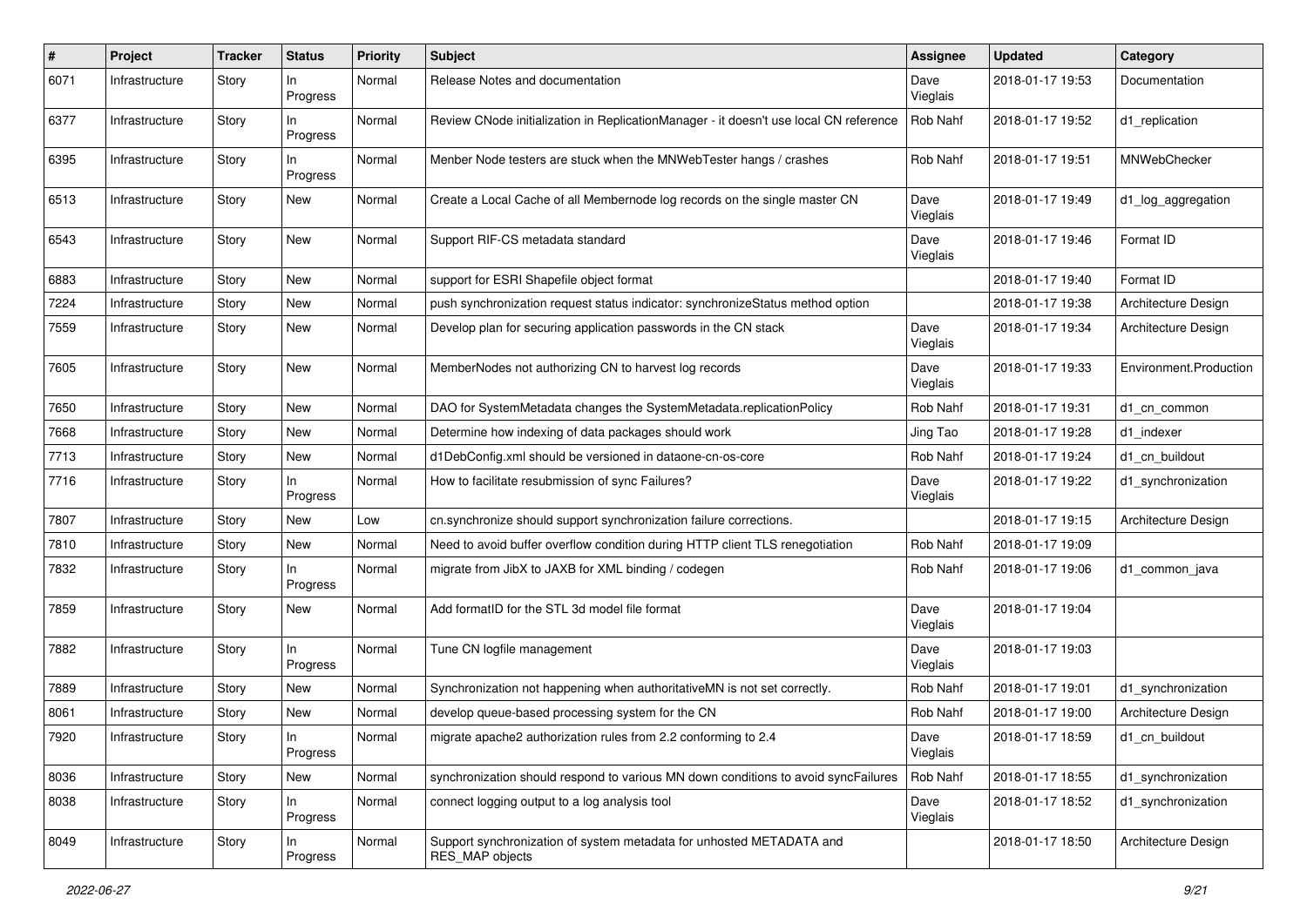| # | Project | Tracker | Status | Priority | Subject | Assignee | Updated | Category |
|---|---|---|---|---|---|---|---|---|
| 6071 | Infrastructure | Story | In Progress | Normal | Release Notes and documentation | Dave Vieglais | 2018-01-17 19:53 | Documentation |
| 6377 | Infrastructure | Story | In Progress | Normal | Review CNode initialization in ReplicationManager - it doesn't use local CN reference | Rob Nahf | 2018-01-17 19:52 | d1_replication |
| 6395 | Infrastructure | Story | In Progress | Normal | Menber Node testers are stuck when the MNWebTester hangs / crashes | Rob Nahf | 2018-01-17 19:51 | MNWebChecker |
| 6513 | Infrastructure | Story | New | Normal | Create a Local Cache of all Membernode log records on the single master CN | Dave Vieglais | 2018-01-17 19:49 | d1_log_aggregation |
| 6543 | Infrastructure | Story | New | Normal | Support RIF-CS metadata standard | Dave Vieglais | 2018-01-17 19:46 | Format ID |
| 6883 | Infrastructure | Story | New | Normal | support for ESRI Shapefile object format | | 2018-01-17 19:40 | Format ID |
| 7224 | Infrastructure | Story | New | Normal | push synchronization request status indicator: synchronizeStatus method option | | 2018-01-17 19:38 | Architecture Design |
| 7559 | Infrastructure | Story | New | Normal | Develop plan for securing application passwords in the CN stack | Dave Vieglais | 2018-01-17 19:34 | Architecture Design |
| 7605 | Infrastructure | Story | New | Normal | MemberNodes not authorizing CN to harvest log records | Dave Vieglais | 2018-01-17 19:33 | Environment.Production |
| 7650 | Infrastructure | Story | New | Normal | DAO for SystemMetadata changes the SystemMetadata.replicationPolicy | Rob Nahf | 2018-01-17 19:31 | d1_cn_common |
| 7668 | Infrastructure | Story | New | Normal | Determine how indexing of data packages should work | Jing Tao | 2018-01-17 19:28 | d1_indexer |
| 7713 | Infrastructure | Story | New | Normal | d1DebConfig.xml should be versioned in dataone-cn-os-core | Rob Nahf | 2018-01-17 19:24 | d1_cn_buildout |
| 7716 | Infrastructure | Story | In Progress | Normal | How to facilitate resubmission of sync Failures? | Dave Vieglais | 2018-01-17 19:22 | d1_synchronization |
| 7807 | Infrastructure | Story | New | Low | cn.synchronize should support synchronization failure corrections. | | 2018-01-17 19:15 | Architecture Design |
| 7810 | Infrastructure | Story | New | Normal | Need to avoid buffer overflow condition during HTTP client TLS renegotiation | Rob Nahf | 2018-01-17 19:09 | |
| 7832 | Infrastructure | Story | In Progress | Normal | migrate from JibX to JAXB for XML binding / codegen | Rob Nahf | 2018-01-17 19:06 | d1_common_java |
| 7859 | Infrastructure | Story | New | Normal | Add formatID for the STL 3d model file format | Dave Vieglais | 2018-01-17 19:04 | |
| 7882 | Infrastructure | Story | In Progress | Normal | Tune CN logfile management | Dave Vieglais | 2018-01-17 19:03 | |
| 7889 | Infrastructure | Story | New | Normal | Synchronization not happening when authoritativeMN is not set correctly. | Rob Nahf | 2018-01-17 19:01 | d1_synchronization |
| 8061 | Infrastructure | Story | New | Normal | develop queue-based processing system for the CN | Rob Nahf | 2018-01-17 19:00 | Architecture Design |
| 7920 | Infrastructure | Story | In Progress | Normal | migrate apache2 authorization rules from 2.2 conforming to 2.4 | Dave Vieglais | 2018-01-17 18:59 | d1_cn_buildout |
| 8036 | Infrastructure | Story | New | Normal | synchronization should respond to various MN down conditions to avoid syncFailures | Rob Nahf | 2018-01-17 18:55 | d1_synchronization |
| 8038 | Infrastructure | Story | In Progress | Normal | connect logging output to a log analysis tool | Dave Vieglais | 2018-01-17 18:52 | d1_synchronization |
| 8049 | Infrastructure | Story | In Progress | Normal | Support synchronization of system metadata for unhosted METADATA and RES_MAP objects | | 2018-01-17 18:50 | Architecture Design |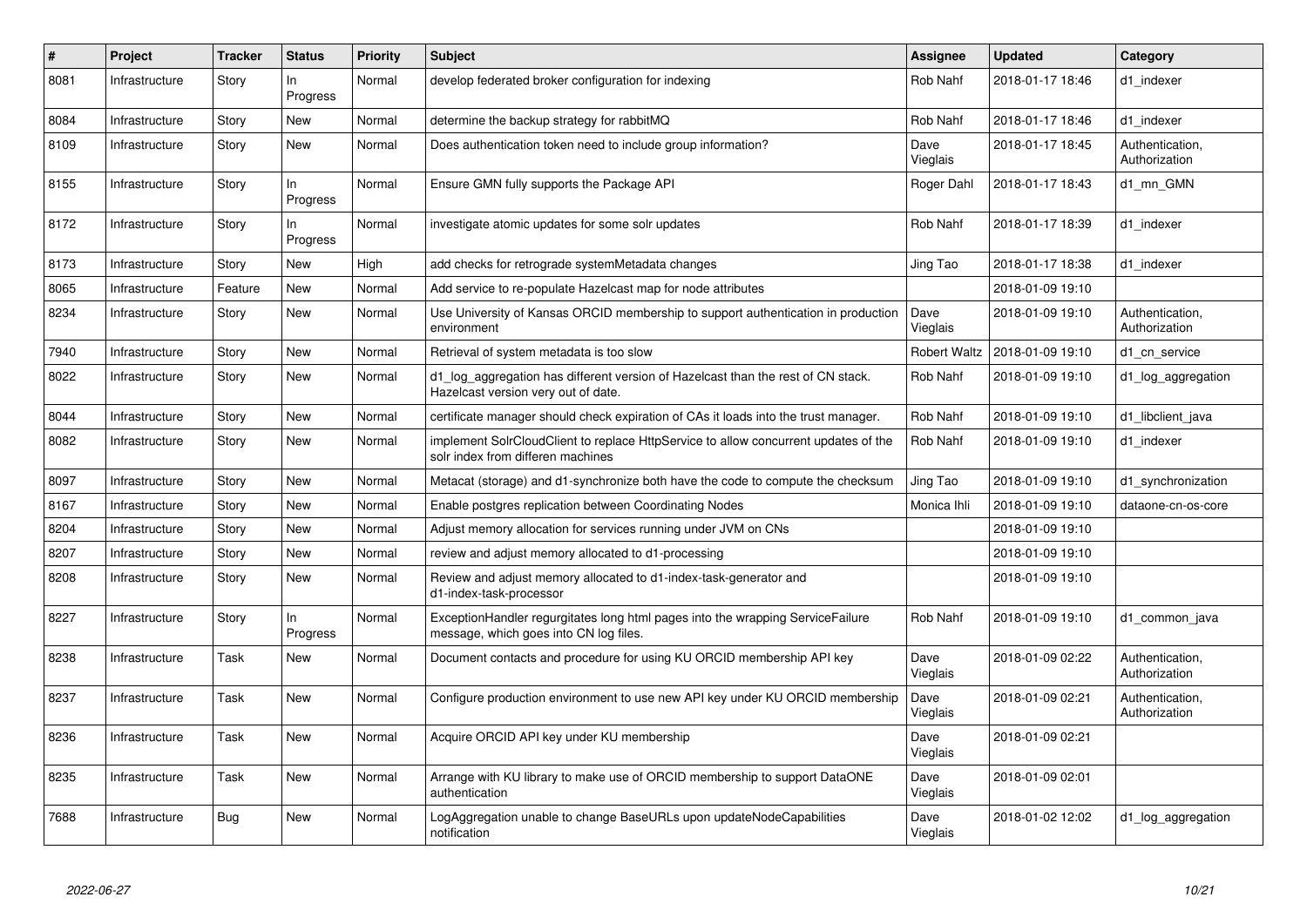| # | Project | Tracker | Status | Priority | Subject | Assignee | Updated | Category |
|---|---|---|---|---|---|---|---|---|
| 8081 | Infrastructure | Story | In Progress | Normal | develop federated broker configuration for indexing | Rob Nahf | 2018-01-17 18:46 | d1_indexer |
| 8084 | Infrastructure | Story | New | Normal | determine the backup strategy for rabbitMQ | Rob Nahf | 2018-01-17 18:46 | d1_indexer |
| 8109 | Infrastructure | Story | New | Normal | Does authentication token need to include group information? | Dave Vieglais | 2018-01-17 18:45 | Authentication, Authorization |
| 8155 | Infrastructure | Story | In Progress | Normal | Ensure GMN fully supports the Package API | Roger Dahl | 2018-01-17 18:43 | d1_mn_GMN |
| 8172 | Infrastructure | Story | In Progress | Normal | investigate atomic updates for some solr updates | Rob Nahf | 2018-01-17 18:39 | d1_indexer |
| 8173 | Infrastructure | Story | New | High | add checks for retrograde systemMetadata changes | Jing Tao | 2018-01-17 18:38 | d1_indexer |
| 8065 | Infrastructure | Feature | New | Normal | Add service to re-populate Hazelcast map for node attributes | | 2018-01-09 19:10 | |
| 8234 | Infrastructure | Story | New | Normal | Use University of Kansas ORCID membership to support authentication in production environment | Dave Vieglais | 2018-01-09 19:10 | Authentication, Authorization |
| 7940 | Infrastructure | Story | New | Normal | Retrieval of system metadata is too slow | Robert Waltz | 2018-01-09 19:10 | d1_cn_service |
| 8022 | Infrastructure | Story | New | Normal | d1_log_aggregation has different version of Hazelcast than the rest of CN stack. Hazelcast version very out of date. | Rob Nahf | 2018-01-09 19:10 | d1_log_aggregation |
| 8044 | Infrastructure | Story | New | Normal | certificate manager should check expiration of CAs it loads into the trust manager. | Rob Nahf | 2018-01-09 19:10 | d1_libclient_java |
| 8082 | Infrastructure | Story | New | Normal | implement SolrCloudClient to replace HttpService to allow concurrent updates of the solr index from differen machines | Rob Nahf | 2018-01-09 19:10 | d1_indexer |
| 8097 | Infrastructure | Story | New | Normal | Metacat (storage) and d1-synchronize both have the code to compute the checksum | Jing Tao | 2018-01-09 19:10 | d1_synchronization |
| 8167 | Infrastructure | Story | New | Normal | Enable postgres replication between Coordinating Nodes | Monica Ihli | 2018-01-09 19:10 | dataone-cn-os-core |
| 8204 | Infrastructure | Story | New | Normal | Adjust memory allocation for services running under JVM on CNs | | 2018-01-09 19:10 | |
| 8207 | Infrastructure | Story | New | Normal | review and adjust memory allocated to d1-processing | | 2018-01-09 19:10 | |
| 8208 | Infrastructure | Story | New | Normal | Review and adjust memory allocated to d1-index-task-generator and d1-index-task-processor | | 2018-01-09 19:10 | |
| 8227 | Infrastructure | Story | In Progress | Normal | ExceptionHandler regurgitates long html pages into the wrapping ServiceFailure message, which goes into CN log files. | Rob Nahf | 2018-01-09 19:10 | d1_common_java |
| 8238 | Infrastructure | Task | New | Normal | Document contacts and procedure for using KU ORCID membership API key | Dave Vieglais | 2018-01-09 02:22 | Authentication, Authorization |
| 8237 | Infrastructure | Task | New | Normal | Configure production environment to use new API key under KU ORCID membership | Dave Vieglais | 2018-01-09 02:21 | Authentication, Authorization |
| 8236 | Infrastructure | Task | New | Normal | Acquire ORCID API key under KU membership | Dave Vieglais | 2018-01-09 02:21 | |
| 8235 | Infrastructure | Task | New | Normal | Arrange with KU library to make use of ORCID membership to support DataONE authentication | Dave Vieglais | 2018-01-09 02:01 | |
| 7688 | Infrastructure | Bug | New | Normal | LogAggregation unable to change BaseURLs upon updateNodeCapabilities notification | Dave Vieglais | 2018-01-02 12:02 | d1_log_aggregation |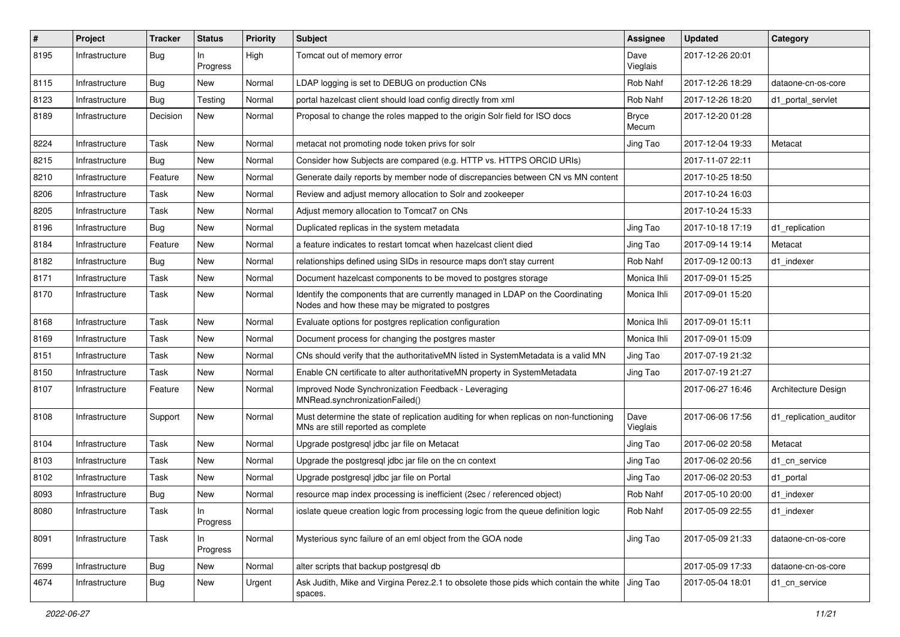| # | Project | Tracker | Status | Priority | Subject | Assignee | Updated | Category |
|---|---|---|---|---|---|---|---|---|
| 8195 | Infrastructure | Bug | In Progress | High | Tomcat out of memory error | Dave Vieglais | 2017-12-26 20:01 | |
| 8115 | Infrastructure | Bug | New | Normal | LDAP logging is set to DEBUG on production CNs | Rob Nahf | 2017-12-26 18:29 | dataone-cn-os-core |
| 8123 | Infrastructure | Bug | Testing | Normal | portal hazelcast client should load config directly from xml | Rob Nahf | 2017-12-26 18:20 | d1_portal_servlet |
| 8189 | Infrastructure | Decision | New | Normal | Proposal to change the roles mapped to the origin Solr field for ISO docs | Bryce Mecum | 2017-12-20 01:28 | |
| 8224 | Infrastructure | Task | New | Normal | metacat not promoting node token privs for solr | Jing Tao | 2017-12-04 19:33 | Metacat |
| 8215 | Infrastructure | Bug | New | Normal | Consider how Subjects are compared (e.g. HTTP vs. HTTPS ORCID URIs) | | 2017-11-07 22:11 | |
| 8210 | Infrastructure | Feature | New | Normal | Generate daily reports by member node of discrepancies between CN vs MN content | | 2017-10-25 18:50 | |
| 8206 | Infrastructure | Task | New | Normal | Review and adjust memory allocation to Solr and zookeeper | | 2017-10-24 16:03 | |
| 8205 | Infrastructure | Task | New | Normal | Adjust memory allocation to Tomcat7 on CNs | | 2017-10-24 15:33 | |
| 8196 | Infrastructure | Bug | New | Normal | Duplicated replicas in the system metadata | Jing Tao | 2017-10-18 17:19 | d1_replication |
| 8184 | Infrastructure | Feature | New | Normal | a feature indicates to restart tomcat when hazelcast client died | Jing Tao | 2017-09-14 19:14 | Metacat |
| 8182 | Infrastructure | Bug | New | Normal | relationships defined using SIDs in resource maps don't stay current | Rob Nahf | 2017-09-12 00:13 | d1_indexer |
| 8171 | Infrastructure | Task | New | Normal | Document hazelcast components to be moved to postgres storage | Monica Ihli | 2017-09-01 15:25 | |
| 8170 | Infrastructure | Task | New | Normal | Identify the components that are currently managed in LDAP on the Coordinating Nodes and how these may be migrated to postgres | Monica Ihli | 2017-09-01 15:20 | |
| 8168 | Infrastructure | Task | New | Normal | Evaluate options for postgres replication configuration | Monica Ihli | 2017-09-01 15:11 | |
| 8169 | Infrastructure | Task | New | Normal | Document process for changing the postgres master | Monica Ihli | 2017-09-01 15:09 | |
| 8151 | Infrastructure | Task | New | Normal | CNs should verify that the authoritativeMN listed in SystemMetadata is a valid MN | Jing Tao | 2017-07-19 21:32 | |
| 8150 | Infrastructure | Task | New | Normal | Enable CN certificate to alter authoritativeMN property in SystemMetadata | Jing Tao | 2017-07-19 21:27 | |
| 8107 | Infrastructure | Feature | New | Normal | Improved Node Synchronization Feedback - Leveraging MNRead.synchronizationFailed() | | 2017-06-27 16:46 | Architecture Design |
| 8108 | Infrastructure | Support | New | Normal | Must determine the state of replication auditing for when replicas on non-functioning MNs are still reported as complete | Dave Vieglais | 2017-06-06 17:56 | d1_replication_auditor |
| 8104 | Infrastructure | Task | New | Normal | Upgrade postgresql jdbc jar file on Metacat | Jing Tao | 2017-06-02 20:58 | Metacat |
| 8103 | Infrastructure | Task | New | Normal | Upgrade the postgresql jdbc jar file on the cn context | Jing Tao | 2017-06-02 20:56 | d1_cn_service |
| 8102 | Infrastructure | Task | New | Normal | Upgrade postgresql jdbc jar file on Portal | Jing Tao | 2017-06-02 20:53 | d1_portal |
| 8093 | Infrastructure | Bug | New | Normal | resource map index processing is inefficient (2sec / referenced object) | Rob Nahf | 2017-05-10 20:00 | d1_indexer |
| 8080 | Infrastructure | Task | In Progress | Normal | ioslate queue creation logic from processing logic from the queue definition logic | Rob Nahf | 2017-05-09 22:55 | d1_indexer |
| 8091 | Infrastructure | Task | In Progress | Normal | Mysterious sync failure of an eml object from the GOA node | Jing Tao | 2017-05-09 21:33 | dataone-cn-os-core |
| 7699 | Infrastructure | Bug | New | Normal | alter scripts that backup postgresql db | | 2017-05-09 17:33 | dataone-cn-os-core |
| 4674 | Infrastructure | Bug | New | Urgent | Ask Judith, Mike and Virgina Perez.2.1 to obsolete those pids which contain the white spaces. | Jing Tao | 2017-05-04 18:01 | d1_cn_service |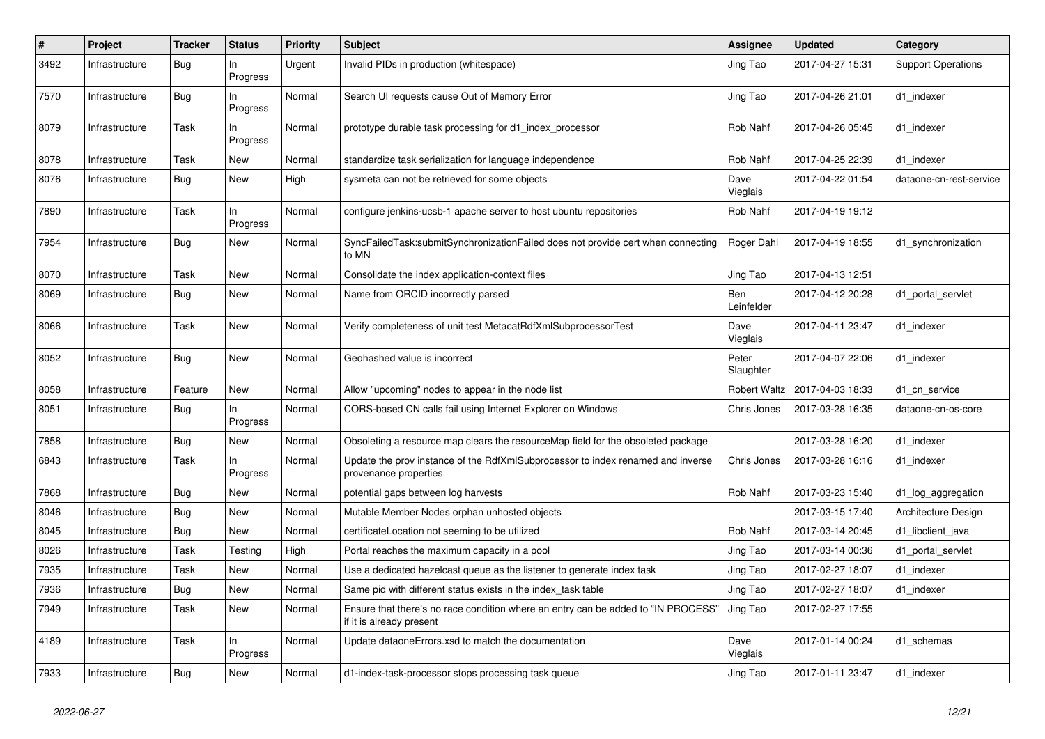| # | Project | Tracker | Status | Priority | Subject | Assignee | Updated | Category |
|---|---|---|---|---|---|---|---|---|
| 3492 | Infrastructure | Bug | In Progress | Urgent | Invalid PIDs in production (whitespace) | Jing Tao | 2017-04-27 15:31 | Support Operations |
| 7570 | Infrastructure | Bug | In Progress | Normal | Search UI requests cause Out of Memory Error | Jing Tao | 2017-04-26 21:01 | d1_indexer |
| 8079 | Infrastructure | Task | In Progress | Normal | prototype durable task processing for d1_index_processor | Rob Nahf | 2017-04-26 05:45 | d1_indexer |
| 8078 | Infrastructure | Task | New | Normal | standardize task serialization for language independence | Rob Nahf | 2017-04-25 22:39 | d1_indexer |
| 8076 | Infrastructure | Bug | New | High | sysmeta can not be retrieved for some objects | Dave Vieglais | 2017-04-22 01:54 | dataone-cn-rest-service |
| 7890 | Infrastructure | Task | In Progress | Normal | configure jenkins-ucsb-1 apache server to host ubuntu repositories | Rob Nahf | 2017-04-19 19:12 | |
| 7954 | Infrastructure | Bug | New | Normal | SyncFailedTask:submitSynchronizationFailed does not provide cert when connecting to MN | Roger Dahl | 2017-04-19 18:55 | d1_synchronization |
| 8070 | Infrastructure | Task | New | Normal | Consolidate the index application-context files | Jing Tao | 2017-04-13 12:51 | |
| 8069 | Infrastructure | Bug | New | Normal | Name from ORCID incorrectly parsed | Ben Leinfelder | 2017-04-12 20:28 | d1_portal_servlet |
| 8066 | Infrastructure | Task | New | Normal | Verify completeness of unit test MetacatRdfXmlSubprocessorTest | Dave Vieglais | 2017-04-11 23:47 | d1_indexer |
| 8052 | Infrastructure | Bug | New | Normal | Geohashed value is incorrect | Peter Slaughter | 2017-04-07 22:06 | d1_indexer |
| 8058 | Infrastructure | Feature | New | Normal | Allow "upcoming" nodes to appear in the node list | Robert Waltz | 2017-04-03 18:33 | d1_cn_service |
| 8051 | Infrastructure | Bug | In Progress | Normal | CORS-based CN calls fail using Internet Explorer on Windows | Chris Jones | 2017-03-28 16:35 | dataone-cn-os-core |
| 7858 | Infrastructure | Bug | New | Normal | Obsoleting a resource map clears the resourceMap field for the obsoleted package | | 2017-03-28 16:20 | d1_indexer |
| 6843 | Infrastructure | Task | In Progress | Normal | Update the prov instance of the RdfXmlSubprocessor to index renamed and inverse provenance properties | Chris Jones | 2017-03-28 16:16 | d1_indexer |
| 7868 | Infrastructure | Bug | New | Normal | potential gaps between log harvests | Rob Nahf | 2017-03-23 15:40 | d1_log_aggregation |
| 8046 | Infrastructure | Bug | New | Normal | Mutable Member Nodes orphan unhosted objects | | 2017-03-15 17:40 | Architecture Design |
| 8045 | Infrastructure | Bug | New | Normal | certificateLocation not seeming to be utilized | Rob Nahf | 2017-03-14 20:45 | d1_libclient_java |
| 8026 | Infrastructure | Task | Testing | High | Portal reaches the maximum capacity in a pool | Jing Tao | 2017-03-14 00:36 | d1_portal_servlet |
| 7935 | Infrastructure | Task | New | Normal | Use a dedicated hazelcast queue as the listener to generate index task | Jing Tao | 2017-02-27 18:07 | d1_indexer |
| 7936 | Infrastructure | Bug | New | Normal | Same pid with different status exists in the index_task table | Jing Tao | 2017-02-27 18:07 | d1_indexer |
| 7949 | Infrastructure | Task | New | Normal | Ensure that there's no race condition where an entry can be added to "IN PROCESS" if it is already present | Jing Tao | 2017-02-27 17:55 | |
| 4189 | Infrastructure | Task | In Progress | Normal | Update dataoneErrors.xsd to match the documentation | Dave Vieglais | 2017-01-14 00:24 | d1_schemas |
| 7933 | Infrastructure | Bug | New | Normal | d1-index-task-processor stops processing task queue | Jing Tao | 2017-01-11 23:47 | d1_indexer |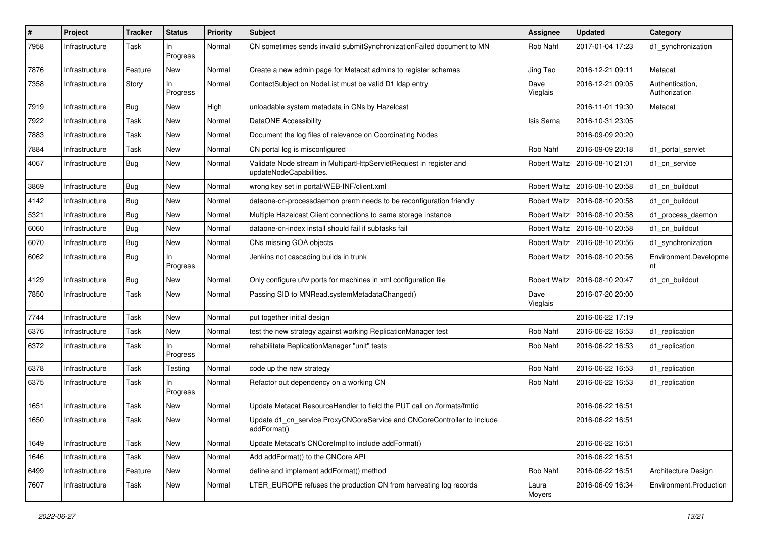| # | Project | Tracker | Status | Priority | Subject | Assignee | Updated | Category |
|---|---|---|---|---|---|---|---|---|
| 7958 | Infrastructure | Task | In Progress | Normal | CN sometimes sends invalid submitSynchronizationFailed document to MN | Rob Nahf | 2017-01-04 17:23 | d1_synchronization |
| 7876 | Infrastructure | Feature | New | Normal | Create a new admin page for Metacat admins to register schemas | Jing Tao | 2016-12-21 09:11 | Metacat |
| 7358 | Infrastructure | Story | In Progress | Normal | ContactSubject on NodeList must be valid D1 ldap entry | Dave Vieglais | 2016-12-21 09:05 | Authentication, Authorization |
| 7919 | Infrastructure | Bug | New | High | unloadable system metadata in CNs by Hazelcast | | 2016-11-01 19:30 | Metacat |
| 7922 | Infrastructure | Task | New | Normal | DataONE Accessibility | Isis Serna | 2016-10-31 23:05 | |
| 7883 | Infrastructure | Task | New | Normal | Document the log files of relevance on Coordinating Nodes | | 2016-09-09 20:20 | |
| 7884 | Infrastructure | Task | New | Normal | CN portal log is misconfigured | Rob Nahf | 2016-09-09 20:18 | d1_portal_servlet |
| 4067 | Infrastructure | Bug | New | Normal | Validate Node stream in MultipartHttpServletRequest in register and updateNodeCapabilities. | Robert Waltz | 2016-08-10 21:01 | d1_cn_service |
| 3869 | Infrastructure | Bug | New | Normal | wrong key set in portal/WEB-INF/client.xml | Robert Waltz | 2016-08-10 20:58 | d1_cn_buildout |
| 4142 | Infrastructure | Bug | New | Normal | dataone-cn-processdaemon prerm needs to be reconfiguration friendly | Robert Waltz | 2016-08-10 20:58 | d1_cn_buildout |
| 5321 | Infrastructure | Bug | New | Normal | Multiple Hazelcast Client connections to same storage instance | Robert Waltz | 2016-08-10 20:58 | d1_process_daemon |
| 6060 | Infrastructure | Bug | New | Normal | dataone-cn-index install should fail if subtasks fail | Robert Waltz | 2016-08-10 20:58 | d1_cn_buildout |
| 6070 | Infrastructure | Bug | New | Normal | CNs missing GOA objects | Robert Waltz | 2016-08-10 20:56 | d1_synchronization |
| 6062 | Infrastructure | Bug | In Progress | Normal | Jenkins not cascading builds in trunk | Robert Waltz | 2016-08-10 20:56 | Environment.Development |
| 4129 | Infrastructure | Bug | New | Normal | Only configure ufw ports for machines in xml configuration file | Robert Waltz | 2016-08-10 20:47 | d1_cn_buildout |
| 7850 | Infrastructure | Task | New | Normal | Passing SID to MNRead.systemMetadataChanged() | Dave Vieglais | 2016-07-20 20:00 | |
| 7744 | Infrastructure | Task | New | Normal | put together initial design | | 2016-06-22 17:19 | |
| 6376 | Infrastructure | Task | New | Normal | test the new strategy against working ReplicationManager test | Rob Nahf | 2016-06-22 16:53 | d1_replication |
| 6372 | Infrastructure | Task | In Progress | Normal | rehabilitate ReplicationManager "unit" tests | Rob Nahf | 2016-06-22 16:53 | d1_replication |
| 6378 | Infrastructure | Task | Testing | Normal | code up the new strategy | Rob Nahf | 2016-06-22 16:53 | d1_replication |
| 6375 | Infrastructure | Task | In Progress | Normal | Refactor out dependency on a working CN | Rob Nahf | 2016-06-22 16:53 | d1_replication |
| 1651 | Infrastructure | Task | New | Normal | Update Metacat ResourceHandler to field the PUT call on /formats/fmtid | | 2016-06-22 16:51 | |
| 1650 | Infrastructure | Task | New | Normal | Update d1_cn_service ProxyCNCoreService and CNCoreController to include addFormat() | | 2016-06-22 16:51 | |
| 1649 | Infrastructure | Task | New | Normal | Update Metacat's CNCoreImpl to include addFormat() | | 2016-06-22 16:51 | |
| 1646 | Infrastructure | Task | New | Normal | Add addFormat() to the CNCore API | | 2016-06-22 16:51 | |
| 6499 | Infrastructure | Feature | New | Normal | define and implement addFormat() method | Rob Nahf | 2016-06-22 16:51 | Architecture Design |
| 7607 | Infrastructure | Task | New | Normal | LTER_EUROPE refuses the production CN from harvesting log records | Laura Moyers | 2016-06-09 16:34 | Environment.Production |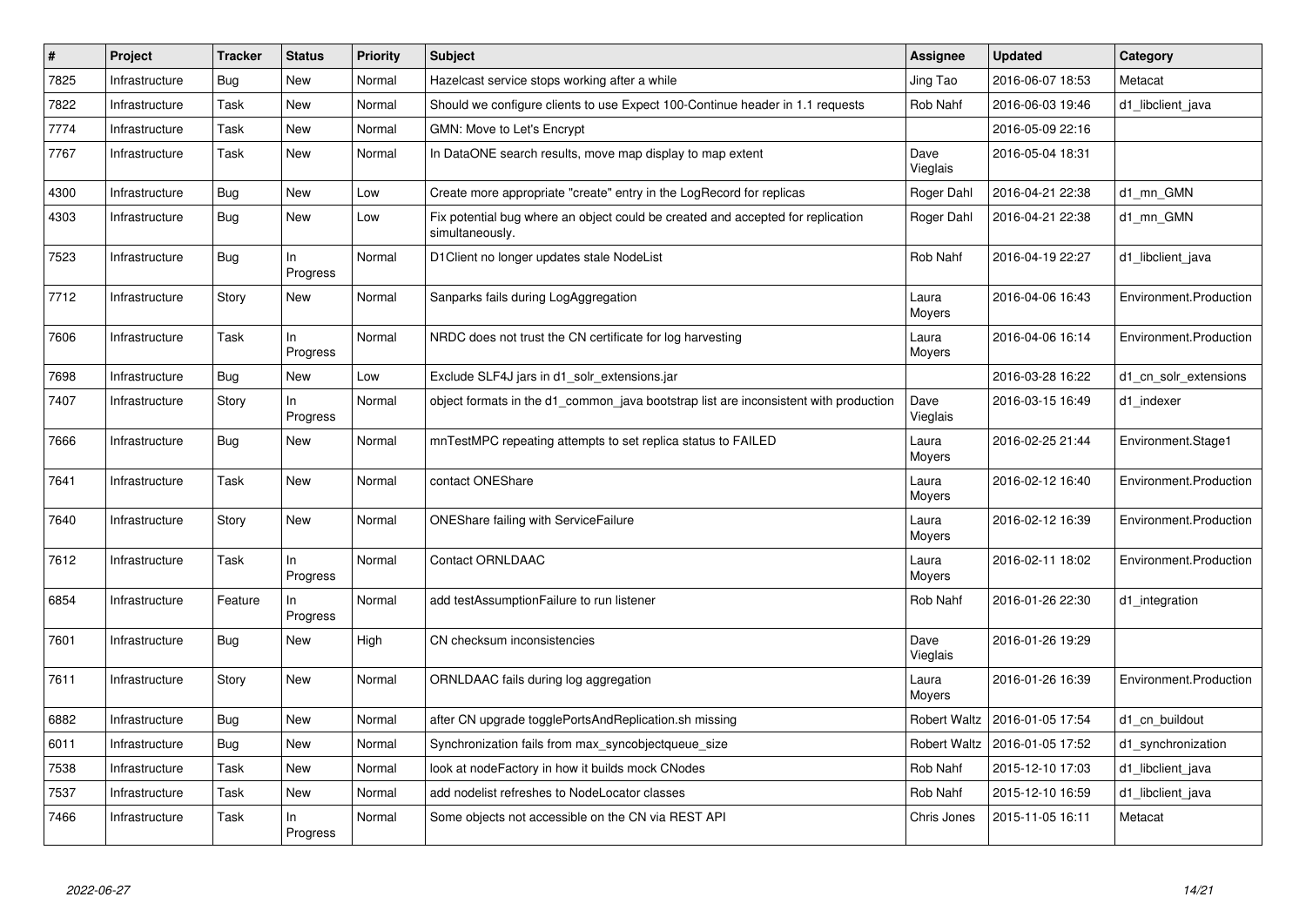| # | Project | Tracker | Status | Priority | Subject | Assignee | Updated | Category |
|---|---|---|---|---|---|---|---|---|
| 7825 | Infrastructure | Bug | New | Normal | Hazelcast service stops working after a while | Jing Tao | 2016-06-07 18:53 | Metacat |
| 7822 | Infrastructure | Task | New | Normal | Should we configure clients to use Expect 100-Continue header in 1.1 requests | Rob Nahf | 2016-06-03 19:46 | d1_libclient_java |
| 7774 | Infrastructure | Task | New | Normal | GMN: Move to Let's Encrypt | | 2016-05-09 22:16 | |
| 7767 | Infrastructure | Task | New | Normal | In DataONE search results, move map display to map extent | Dave Vieglais | 2016-05-04 18:31 | |
| 4300 | Infrastructure | Bug | New | Low | Create more appropriate "create" entry in the LogRecord for replicas | Roger Dahl | 2016-04-21 22:38 | d1_mn_GMN |
| 4303 | Infrastructure | Bug | New | Low | Fix potential bug where an object could be created and accepted for replication simultaneously. | Roger Dahl | 2016-04-21 22:38 | d1_mn_GMN |
| 7523 | Infrastructure | Bug | In Progress | Normal | D1Client no longer updates stale NodeList | Rob Nahf | 2016-04-19 22:27 | d1_libclient_java |
| 7712 | Infrastructure | Story | New | Normal | Sanparks fails during LogAggregation | Laura Moyers | 2016-04-06 16:43 | Environment.Production |
| 7606 | Infrastructure | Task | In Progress | Normal | NRDC does not trust the CN certificate for log harvesting | Laura Moyers | 2016-04-06 16:14 | Environment.Production |
| 7698 | Infrastructure | Bug | New | Low | Exclude SLF4J jars in d1_solr_extensions.jar | | 2016-03-28 16:22 | d1_cn_solr_extensions |
| 7407 | Infrastructure | Story | In Progress | Normal | object formats in the d1_common_java bootstrap list are inconsistent with production | Dave Vieglais | 2016-03-15 16:49 | d1_indexer |
| 7666 | Infrastructure | Bug | New | Normal | mnTestMPC repeating attempts to set replica status to FAILED | Laura Moyers | 2016-02-25 21:44 | Environment.Stage1 |
| 7641 | Infrastructure | Task | New | Normal | contact ONEShare | Laura Moyers | 2016-02-12 16:40 | Environment.Production |
| 7640 | Infrastructure | Story | New | Normal | ONEShare failing with ServiceFailure | Laura Moyers | 2016-02-12 16:39 | Environment.Production |
| 7612 | Infrastructure | Task | In Progress | Normal | Contact ORNLDAAC | Laura Moyers | 2016-02-11 18:02 | Environment.Production |
| 6854 | Infrastructure | Feature | In Progress | Normal | add testAssumptionFailure to run listener | Rob Nahf | 2016-01-26 22:30 | d1_integration |
| 7601 | Infrastructure | Bug | New | High | CN checksum inconsistencies | Dave Vieglais | 2016-01-26 19:29 | |
| 7611 | Infrastructure | Story | New | Normal | ORNLDAAC fails during log aggregation | Laura Moyers | 2016-01-26 16:39 | Environment.Production |
| 6882 | Infrastructure | Bug | New | Normal | after CN upgrade togglePortsAndReplication.sh missing | Robert Waltz | 2016-01-05 17:54 | d1_cn_buildout |
| 6011 | Infrastructure | Bug | New | Normal | Synchronization fails from max_syncobjectqueue_size | Robert Waltz | 2016-01-05 17:52 | d1_synchronization |
| 7538 | Infrastructure | Task | New | Normal | look at nodeFactory in how it builds mock CNodes | Rob Nahf | 2015-12-10 17:03 | d1_libclient_java |
| 7537 | Infrastructure | Task | New | Normal | add nodelist refreshes to NodeLocator classes | Rob Nahf | 2015-12-10 16:59 | d1_libclient_java |
| 7466 | Infrastructure | Task | In Progress | Normal | Some objects not accessible on the CN via REST API | Chris Jones | 2015-11-05 16:11 | Metacat |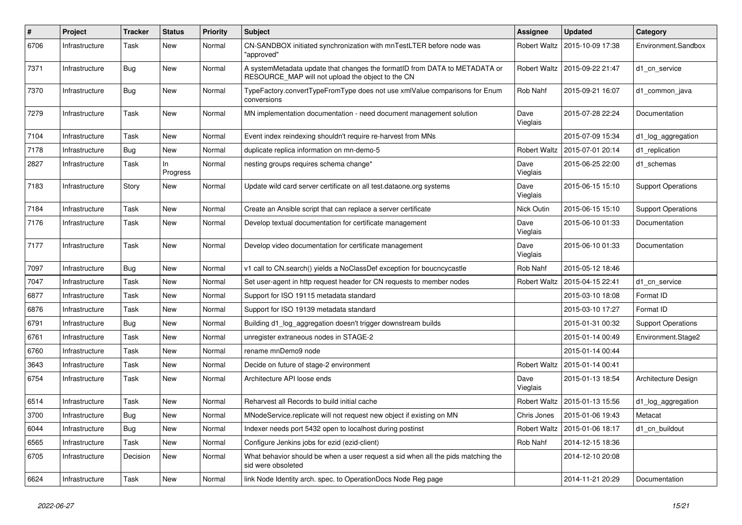| # | Project | Tracker | Status | Priority | Subject | Assignee | Updated | Category |
|---|---|---|---|---|---|---|---|---|
| 6706 | Infrastructure | Task | New | Normal | CN-SANDBOX initiated synchronization with mnTestLTER before node was "approved" | Robert Waltz | 2015-10-09 17:38 | Environment.Sandbox |
| 7371 | Infrastructure | Bug | New | Normal | A systemMetadata update that changes the formatID from DATA to METADATA or RESOURCE_MAP will not upload the object to the CN | Robert Waltz | 2015-09-22 21:47 | d1_cn_service |
| 7370 | Infrastructure | Bug | New | Normal | TypeFactory.convertTypeFromType does not use xmlValue comparisons for Enum conversions | Rob Nahf | 2015-09-21 16:07 | d1_common_java |
| 7279 | Infrastructure | Task | New | Normal | MN implementation documentation - need document management solution | Dave Vieglais | 2015-07-28 22:24 | Documentation |
| 7104 | Infrastructure | Task | New | Normal | Event index reindexing shouldn't require re-harvest from MNs | | 2015-07-09 15:34 | d1_log_aggregation |
| 7178 | Infrastructure | Bug | New | Normal | duplicate replica information on mn-demo-5 | Robert Waltz | 2015-07-01 20:14 | d1_replication |
| 2827 | Infrastructure | Task | In Progress | Normal | nesting groups requires schema change* | Dave Vieglais | 2015-06-25 22:00 | d1_schemas |
| 7183 | Infrastructure | Story | New | Normal | Update wild card server certificate on all test.dataone.org systems | Dave Vieglais | 2015-06-15 15:10 | Support Operations |
| 7184 | Infrastructure | Task | New | Normal | Create an Ansible script that can replace a server certificate | Nick Outin | 2015-06-15 15:10 | Support Operations |
| 7176 | Infrastructure | Task | New | Normal | Develop textual documentation for certificate management | Dave Vieglais | 2015-06-10 01:33 | Documentation |
| 7177 | Infrastructure | Task | New | Normal | Develop video documentation for certificate management | Dave Vieglais | 2015-06-10 01:33 | Documentation |
| 7097 | Infrastructure | Bug | New | Normal | v1 call to CN.search() yields a NoClassDef exception for boucncycastle | Rob Nahf | 2015-05-12 18:46 | |
| 7047 | Infrastructure | Task | New | Normal | Set user-agent in http request header for CN requests to member nodes | Robert Waltz | 2015-04-15 22:41 | d1_cn_service |
| 6877 | Infrastructure | Task | New | Normal | Support for ISO 19115 metadata standard | | 2015-03-10 18:08 | Format ID |
| 6876 | Infrastructure | Task | New | Normal | Support for ISO 19139 metadata standard | | 2015-03-10 17:27 | Format ID |
| 6791 | Infrastructure | Bug | New | Normal | Building d1_log_aggregation doesn't trigger downstream builds | | 2015-01-31 00:32 | Support Operations |
| 6761 | Infrastructure | Task | New | Normal | unregister extraneous nodes in STAGE-2 | | 2015-01-14 00:49 | Environment.Stage2 |
| 6760 | Infrastructure | Task | New | Normal | rename mnDemo9 node | | 2015-01-14 00:44 | |
| 3643 | Infrastructure | Task | New | Normal | Decide on future of stage-2 environment | Robert Waltz | 2015-01-14 00:41 | |
| 6754 | Infrastructure | Task | New | Normal | Architecture API loose ends | Dave Vieglais | 2015-01-13 18:54 | Architecture Design |
| 6514 | Infrastructure | Task | New | Normal | Reharvest all Records to build initial cache | Robert Waltz | 2015-01-13 15:56 | d1_log_aggregation |
| 3700 | Infrastructure | Bug | New | Normal | MNodeService.replicate will not request new object if existing on MN | Chris Jones | 2015-01-06 19:43 | Metacat |
| 6044 | Infrastructure | Bug | New | Normal | Indexer needs port 5432 open to localhost during postinst | Robert Waltz | 2015-01-06 18:17 | d1_cn_buildout |
| 6565 | Infrastructure | Task | New | Normal | Configure Jenkins jobs for ezid (ezid-client) | Rob Nahf | 2014-12-15 18:36 | |
| 6705 | Infrastructure | Decision | New | Normal | What behavior should be when a user request a sid when all the pids matching the sid were obsoleted | | 2014-12-10 20:08 | |
| 6624 | Infrastructure | Task | New | Normal | link Node Identity arch. spec. to OperationDocs Node Reg page | | 2014-11-21 20:29 | Documentation |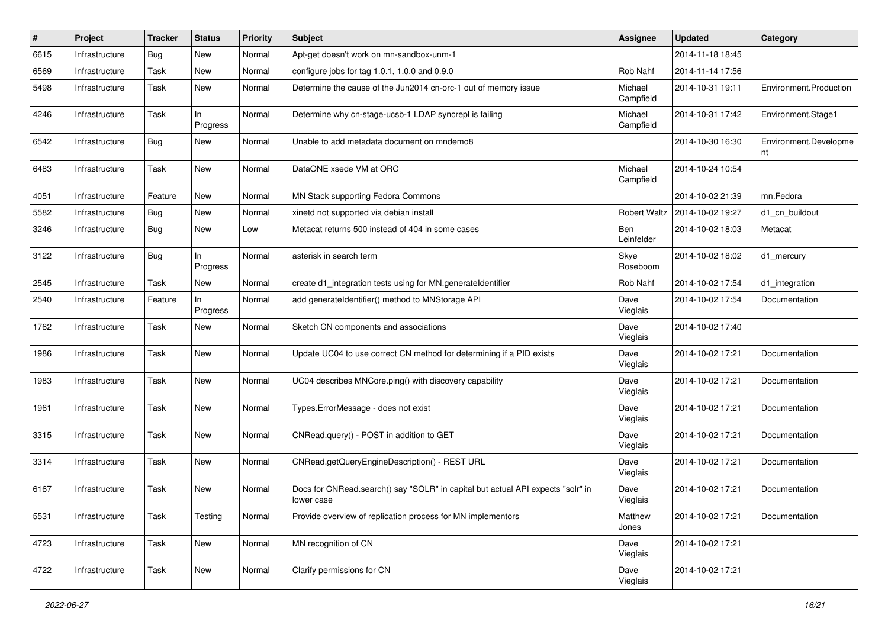| # | Project | Tracker | Status | Priority | Subject | Assignee | Updated | Category |
|---|---|---|---|---|---|---|---|---|
| 6615 | Infrastructure | Bug | New | Normal | Apt-get doesn't work on mn-sandbox-unm-1 | | 2014-11-18 18:45 | |
| 6569 | Infrastructure | Task | New | Normal | configure jobs for tag 1.0.1, 1.0.0 and 0.9.0 | Rob Nahf | 2014-11-14 17:56 | |
| 5498 | Infrastructure | Task | New | Normal | Determine the cause of the Jun2014 cn-orc-1 out of memory issue | Michael Campfield | 2014-10-31 19:11 | Environment.Production |
| 4246 | Infrastructure | Task | In Progress | Normal | Determine why cn-stage-ucsb-1 LDAP syncrepl is failing | Michael Campfield | 2014-10-31 17:42 | Environment.Stage1 |
| 6542 | Infrastructure | Bug | New | Normal | Unable to add metadata document on mndemo8 | | 2014-10-30 16:30 | Environment.Development |
| 6483 | Infrastructure | Task | New | Normal | DataONE xsede VM at ORC | Michael Campfield | 2014-10-24 10:54 | |
| 4051 | Infrastructure | Feature | New | Normal | MN Stack supporting Fedora Commons | | 2014-10-02 21:39 | mn.Fedora |
| 5582 | Infrastructure | Bug | New | Normal | xinetd not supported via debian install | Robert Waltz | 2014-10-02 19:27 | d1_cn_buildout |
| 3246 | Infrastructure | Bug | New | Low | Metacat returns 500 instead of 404 in some cases | Ben Leinfelder | 2014-10-02 18:03 | Metacat |
| 3122 | Infrastructure | Bug | In Progress | Normal | asterisk in search term | Skye Roseboom | 2014-10-02 18:02 | d1_mercury |
| 2545 | Infrastructure | Task | New | Normal | create d1_integration tests using for MN.generateIdentifier | Rob Nahf | 2014-10-02 17:54 | d1_integration |
| 2540 | Infrastructure | Feature | In Progress | Normal | add generateIdentifier() method to MNStorage API | Dave Vieglais | 2014-10-02 17:54 | Documentation |
| 1762 | Infrastructure | Task | New | Normal | Sketch CN components and associations | Dave Vieglais | 2014-10-02 17:40 | |
| 1986 | Infrastructure | Task | New | Normal | Update UC04 to use correct CN method for determining if a PID exists | Dave Vieglais | 2014-10-02 17:21 | Documentation |
| 1983 | Infrastructure | Task | New | Normal | UC04 describes MNCore.ping() with discovery capability | Dave Vieglais | 2014-10-02 17:21 | Documentation |
| 1961 | Infrastructure | Task | New | Normal | Types.ErrorMessage - does not exist | Dave Vieglais | 2014-10-02 17:21 | Documentation |
| 3315 | Infrastructure | Task | New | Normal | CNRead.query() - POST in addition to GET | Dave Vieglais | 2014-10-02 17:21 | Documentation |
| 3314 | Infrastructure | Task | New | Normal | CNRead.getQueryEngineDescription() - REST URL | Dave Vieglais | 2014-10-02 17:21 | Documentation |
| 6167 | Infrastructure | Task | New | Normal | Docs for CNRead.search() say "SOLR" in capital but actual API expects "solr" in lower case | Dave Vieglais | 2014-10-02 17:21 | Documentation |
| 5531 | Infrastructure | Task | Testing | Normal | Provide overview of replication process for MN implementors | Matthew Jones | 2014-10-02 17:21 | Documentation |
| 4723 | Infrastructure | Task | New | Normal | MN recognition of CN | Dave Vieglais | 2014-10-02 17:21 | |
| 4722 | Infrastructure | Task | New | Normal | Clarify permissions for CN | Dave Vieglais | 2014-10-02 17:21 | |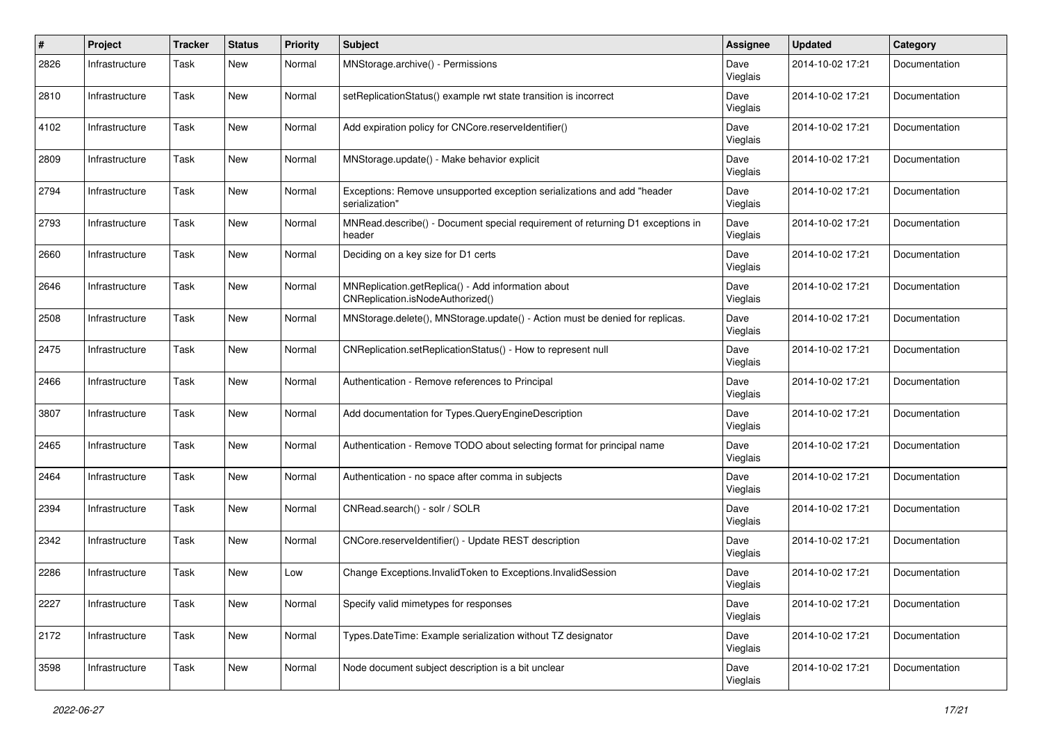| # | Project | Tracker | Status | Priority | Subject | Assignee | Updated | Category |
|---|---|---|---|---|---|---|---|---|
| 2826 | Infrastructure | Task | New | Normal | MNStorage.archive() - Permissions | Dave Vieglais | 2014-10-02 17:21 | Documentation |
| 2810 | Infrastructure | Task | New | Normal | setReplicationStatus() example rwt state transition is incorrect | Dave Vieglais | 2014-10-02 17:21 | Documentation |
| 4102 | Infrastructure | Task | New | Normal | Add expiration policy for CNCore.reserveIdentifier() | Dave Vieglais | 2014-10-02 17:21 | Documentation |
| 2809 | Infrastructure | Task | New | Normal | MNStorage.update() - Make behavior explicit | Dave Vieglais | 2014-10-02 17:21 | Documentation |
| 2794 | Infrastructure | Task | New | Normal | Exceptions: Remove unsupported exception serializations and add "header serialization" | Dave Vieglais | 2014-10-02 17:21 | Documentation |
| 2793 | Infrastructure | Task | New | Normal | MNRead.describe() - Document special requirement of returning D1 exceptions in header | Dave Vieglais | 2014-10-02 17:21 | Documentation |
| 2660 | Infrastructure | Task | New | Normal | Deciding on a key size for D1 certs | Dave Vieglais | 2014-10-02 17:21 | Documentation |
| 2646 | Infrastructure | Task | New | Normal | MNReplication.getReplica() - Add information about CNReplication.isNodeAuthorized() | Dave Vieglais | 2014-10-02 17:21 | Documentation |
| 2508 | Infrastructure | Task | New | Normal | MNStorage.delete(), MNStorage.update() - Action must be denied for replicas. | Dave Vieglais | 2014-10-02 17:21 | Documentation |
| 2475 | Infrastructure | Task | New | Normal | CNReplication.setReplicationStatus() - How to represent null | Dave Vieglais | 2014-10-02 17:21 | Documentation |
| 2466 | Infrastructure | Task | New | Normal | Authentication - Remove references to Principal | Dave Vieglais | 2014-10-02 17:21 | Documentation |
| 3807 | Infrastructure | Task | New | Normal | Add documentation for Types.QueryEngineDescription | Dave Vieglais | 2014-10-02 17:21 | Documentation |
| 2465 | Infrastructure | Task | New | Normal | Authentication - Remove TODO about selecting format for principal name | Dave Vieglais | 2014-10-02 17:21 | Documentation |
| 2464 | Infrastructure | Task | New | Normal | Authentication - no space after comma in subjects | Dave Vieglais | 2014-10-02 17:21 | Documentation |
| 2394 | Infrastructure | Task | New | Normal | CNRead.search() - solr / SOLR | Dave Vieglais | 2014-10-02 17:21 | Documentation |
| 2342 | Infrastructure | Task | New | Normal | CNCore.reserveIdentifier() - Update REST description | Dave Vieglais | 2014-10-02 17:21 | Documentation |
| 2286 | Infrastructure | Task | New | Low | Change Exceptions.InvalidToken to Exceptions.InvalidSession | Dave Vieglais | 2014-10-02 17:21 | Documentation |
| 2227 | Infrastructure | Task | New | Normal | Specify valid mimetypes for responses | Dave Vieglais | 2014-10-02 17:21 | Documentation |
| 2172 | Infrastructure | Task | New | Normal | Types.DateTime: Example serialization without TZ designator | Dave Vieglais | 2014-10-02 17:21 | Documentation |
| 3598 | Infrastructure | Task | New | Normal | Node document subject description is a bit unclear | Dave Vieglais | 2014-10-02 17:21 | Documentation |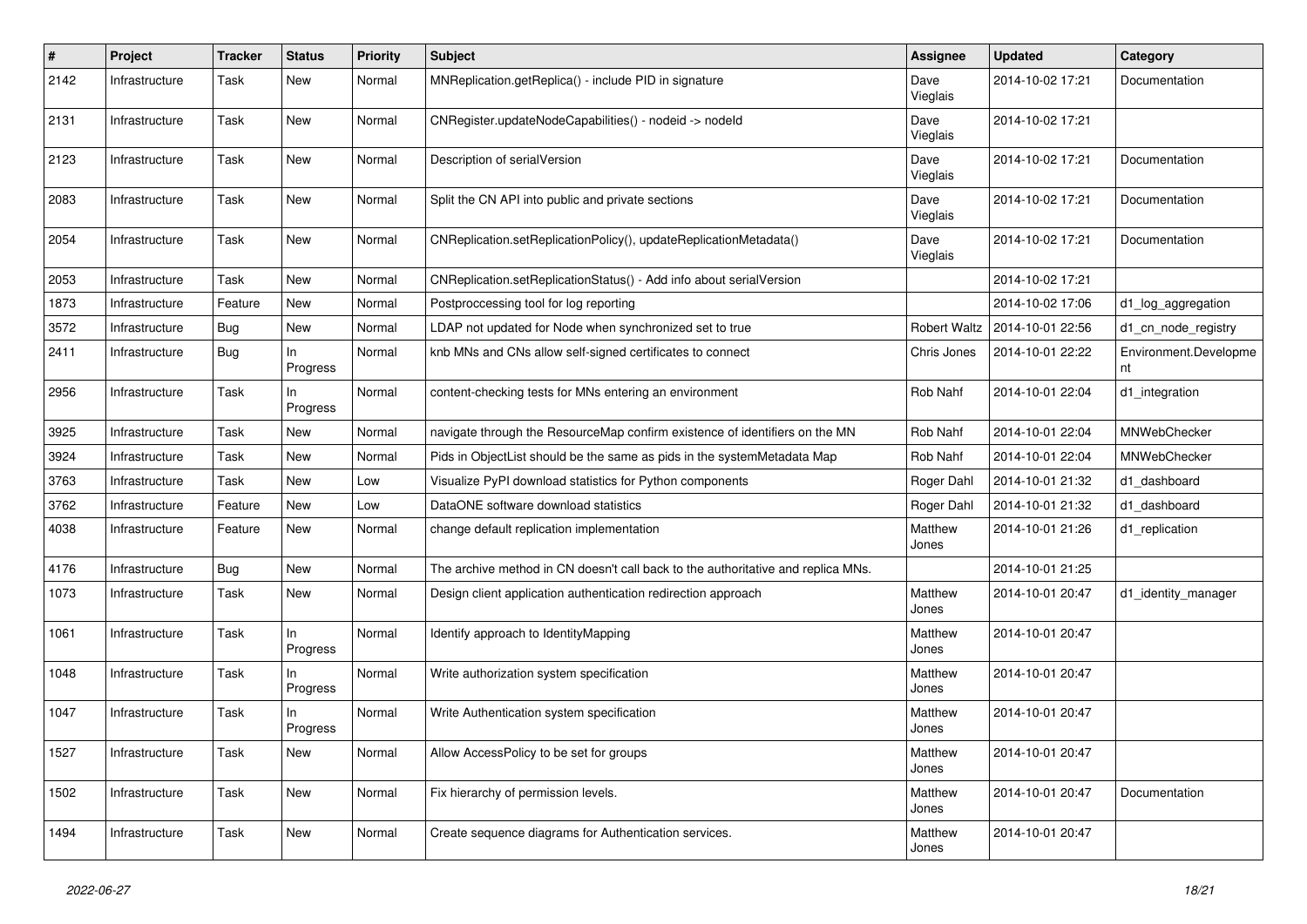| # | Project | Tracker | Status | Priority | Subject | Assignee | Updated | Category |
|---|---|---|---|---|---|---|---|---|
| 2142 | Infrastructure | Task | New | Normal | MNReplication.getReplica() - include PID in signature | Dave Vieglais | 2014-10-02 17:21 | Documentation |
| 2131 | Infrastructure | Task | New | Normal | CNRegister.updateNodeCapabilities() - nodeid -> nodeId | Dave Vieglais | 2014-10-02 17:21 | |
| 2123 | Infrastructure | Task | New | Normal | Description of serialVersion | Dave Vieglais | 2014-10-02 17:21 | Documentation |
| 2083 | Infrastructure | Task | New | Normal | Split the CN API into public and private sections | Dave Vieglais | 2014-10-02 17:21 | Documentation |
| 2054 | Infrastructure | Task | New | Normal | CNReplication.setReplicationPolicy(), updateReplicationMetadata() | Dave Vieglais | 2014-10-02 17:21 | Documentation |
| 2053 | Infrastructure | Task | New | Normal | CNReplication.setReplicationStatus() - Add info about serialVersion | | 2014-10-02 17:21 | |
| 1873 | Infrastructure | Feature | New | Normal | Postproccessing tool for log reporting | | 2014-10-02 17:06 | d1_log_aggregation |
| 3572 | Infrastructure | Bug | New | Normal | LDAP not updated for Node when synchronized set to true | Robert Waltz | 2014-10-01 22:56 | d1_cn_node_registry |
| 2411 | Infrastructure | Bug | In Progress | Normal | knb MNs and CNs allow self-signed certificates to connect | Chris Jones | 2014-10-01 22:22 | Environment.Development |
| 2956 | Infrastructure | Task | In Progress | Normal | content-checking tests for MNs entering an environment | Rob Nahf | 2014-10-01 22:04 | d1_integration |
| 3925 | Infrastructure | Task | New | Normal | navigate through the ResourceMap confirm existence of identifiers on the MN | Rob Nahf | 2014-10-01 22:04 | MNWebChecker |
| 3924 | Infrastructure | Task | New | Normal | Pids in ObjectList should be the same as pids in the systemMetadata Map | Rob Nahf | 2014-10-01 22:04 | MNWebChecker |
| 3763 | Infrastructure | Task | New | Low | Visualize PyPI download statistics for Python components | Roger Dahl | 2014-10-01 21:32 | d1_dashboard |
| 3762 | Infrastructure | Feature | New | Low | DataONE software download statistics | Roger Dahl | 2014-10-01 21:32 | d1_dashboard |
| 4038 | Infrastructure | Feature | New | Normal | change default replication implementation | Matthew Jones | 2014-10-01 21:26 | d1_replication |
| 4176 | Infrastructure | Bug | New | Normal | The archive method in CN doesn't call back to the authoritative and replica MNs. | | 2014-10-01 21:25 | |
| 1073 | Infrastructure | Task | New | Normal | Design client application authentication redirection approach | Matthew Jones | 2014-10-01 20:47 | d1_identity_manager |
| 1061 | Infrastructure | Task | In Progress | Normal | Identify approach to IdentityMapping | Matthew Jones | 2014-10-01 20:47 | |
| 1048 | Infrastructure | Task | In Progress | Normal | Write authorization system specification | Matthew Jones | 2014-10-01 20:47 | |
| 1047 | Infrastructure | Task | In Progress | Normal | Write Authentication system specification | Matthew Jones | 2014-10-01 20:47 | |
| 1527 | Infrastructure | Task | New | Normal | Allow AccessPolicy to be set for groups | Matthew Jones | 2014-10-01 20:47 | |
| 1502 | Infrastructure | Task | New | Normal | Fix hierarchy of permission levels. | Matthew Jones | 2014-10-01 20:47 | Documentation |
| 1494 | Infrastructure | Task | New | Normal | Create sequence diagrams for Authentication services. | Matthew Jones | 2014-10-01 20:47 | |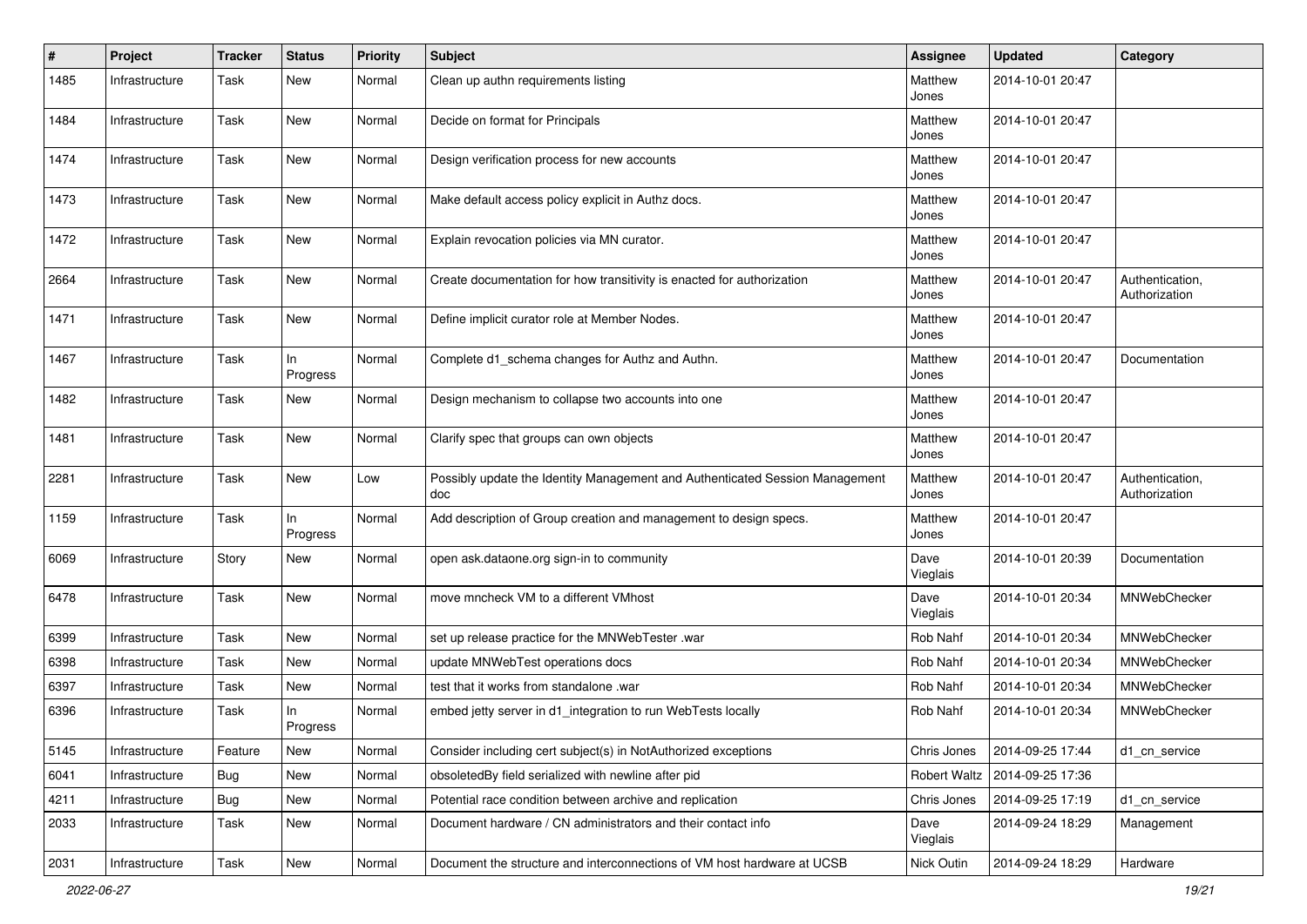| # | Project | Tracker | Status | Priority | Subject | Assignee | Updated | Category |
|---|---|---|---|---|---|---|---|---|
| 1485 | Infrastructure | Task | New | Normal | Clean up authn requirements listing | Matthew Jones | 2014-10-01 20:47 | |
| 1484 | Infrastructure | Task | New | Normal | Decide on format for Principals | Matthew Jones | 2014-10-01 20:47 | |
| 1474 | Infrastructure | Task | New | Normal | Design verification process for new accounts | Matthew Jones | 2014-10-01 20:47 | |
| 1473 | Infrastructure | Task | New | Normal | Make default access policy explicit in Authz docs. | Matthew Jones | 2014-10-01 20:47 | |
| 1472 | Infrastructure | Task | New | Normal | Explain revocation policies via MN curator. | Matthew Jones | 2014-10-01 20:47 | |
| 2664 | Infrastructure | Task | New | Normal | Create documentation for how transitivity is enacted for authorization | Matthew Jones | 2014-10-01 20:47 | Authentication, Authorization |
| 1471 | Infrastructure | Task | New | Normal | Define implicit curator role at Member Nodes. | Matthew Jones | 2014-10-01 20:47 | |
| 1467 | Infrastructure | Task | In Progress | Normal | Complete d1_schema changes for Authz and Authn. | Matthew Jones | 2014-10-01 20:47 | Documentation |
| 1482 | Infrastructure | Task | New | Normal | Design mechanism to collapse two accounts into one | Matthew Jones | 2014-10-01 20:47 | |
| 1481 | Infrastructure | Task | New | Normal | Clarify spec that groups can own objects | Matthew Jones | 2014-10-01 20:47 | |
| 2281 | Infrastructure | Task | New | Low | Possibly update the Identity Management and Authenticated Session Management doc | Matthew Jones | 2014-10-01 20:47 | Authentication, Authorization |
| 1159 | Infrastructure | Task | In Progress | Normal | Add description of Group creation and management to design specs. | Matthew Jones | 2014-10-01 20:47 | |
| 6069 | Infrastructure | Story | New | Normal | open ask.dataone.org sign-in to community | Dave Vieglais | 2014-10-01 20:39 | Documentation |
| 6478 | Infrastructure | Task | New | Normal | move mncheck VM to a different VMhost | Dave Vieglais | 2014-10-01 20:34 | MNWebChecker |
| 6399 | Infrastructure | Task | New | Normal | set up release practice for the MNWebTester .war | Rob Nahf | 2014-10-01 20:34 | MNWebChecker |
| 6398 | Infrastructure | Task | New | Normal | update MNWebTest operations docs | Rob Nahf | 2014-10-01 20:34 | MNWebChecker |
| 6397 | Infrastructure | Task | New | Normal | test that it works from standalone .war | Rob Nahf | 2014-10-01 20:34 | MNWebChecker |
| 6396 | Infrastructure | Task | In Progress | Normal | embed jetty server in d1_integration to run WebTests locally | Rob Nahf | 2014-10-01 20:34 | MNWebChecker |
| 5145 | Infrastructure | Feature | New | Normal | Consider including cert subject(s) in NotAuthorized exceptions | Chris Jones | 2014-09-25 17:44 | d1_cn_service |
| 6041 | Infrastructure | Bug | New | Normal | obsoletedBy field serialized with newline after pid | Robert Waltz | 2014-09-25 17:36 | |
| 4211 | Infrastructure | Bug | New | Normal | Potential race condition between archive and replication | Chris Jones | 2014-09-25 17:19 | d1_cn_service |
| 2033 | Infrastructure | Task | New | Normal | Document hardware / CN administrators and their contact info | Dave Vieglais | 2014-09-24 18:29 | Management |
| 2031 | Infrastructure | Task | New | Normal | Document the structure and interconnections of VM host hardware at UCSB | Nick Outin | 2014-09-24 18:29 | Hardware |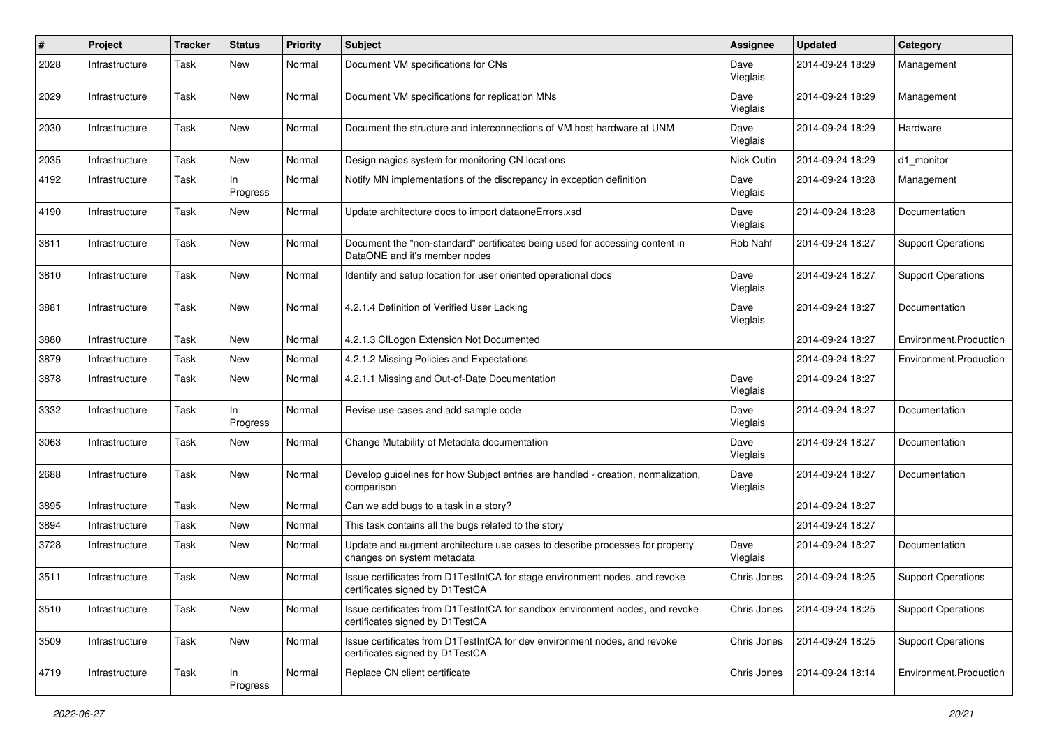| # | Project | Tracker | Status | Priority | Subject | Assignee | Updated | Category |
|---|---|---|---|---|---|---|---|---|
| 2028 | Infrastructure | Task | New | Normal | Document VM specifications for CNs | Dave Vieglais | 2014-09-24 18:29 | Management |
| 2029 | Infrastructure | Task | New | Normal | Document VM specifications for replication MNs | Dave Vieglais | 2014-09-24 18:29 | Management |
| 2030 | Infrastructure | Task | New | Normal | Document the structure and interconnections of VM host hardware at UNM | Dave Vieglais | 2014-09-24 18:29 | Hardware |
| 2035 | Infrastructure | Task | New | Normal | Design nagios system for monitoring CN locations | Nick Outin | 2014-09-24 18:29 | d1_monitor |
| 4192 | Infrastructure | Task | In Progress | Normal | Notify MN implementations of the discrepancy in exception definition | Dave Vieglais | 2014-09-24 18:28 | Management |
| 4190 | Infrastructure | Task | New | Normal | Update architecture docs to import dataoneErrors.xsd | Dave Vieglais | 2014-09-24 18:28 | Documentation |
| 3811 | Infrastructure | Task | New | Normal | Document the "non-standard" certificates being used for accessing content in DataONE and it's member nodes | Rob Nahf | 2014-09-24 18:27 | Support Operations |
| 3810 | Infrastructure | Task | New | Normal | Identify and setup location for user oriented operational docs | Dave Vieglais | 2014-09-24 18:27 | Support Operations |
| 3881 | Infrastructure | Task | New | Normal | 4.2.1.4 Definition of Verified User Lacking | Dave Vieglais | 2014-09-24 18:27 | Documentation |
| 3880 | Infrastructure | Task | New | Normal | 4.2.1.3 CILogon Extension Not Documented | | 2014-09-24 18:27 | Environment.Production |
| 3879 | Infrastructure | Task | New | Normal | 4.2.1.2 Missing Policies and Expectations | | 2014-09-24 18:27 | Environment.Production |
| 3878 | Infrastructure | Task | New | Normal | 4.2.1.1 Missing and Out-of-Date Documentation | Dave Vieglais | 2014-09-24 18:27 | |
| 3332 | Infrastructure | Task | In Progress | Normal | Revise use cases and add sample code | Dave Vieglais | 2014-09-24 18:27 | Documentation |
| 3063 | Infrastructure | Task | New | Normal | Change Mutability of Metadata documentation | Dave Vieglais | 2014-09-24 18:27 | Documentation |
| 2688 | Infrastructure | Task | New | Normal | Develop guidelines for how Subject entries are handled - creation, normalization, comparison | Dave Vieglais | 2014-09-24 18:27 | Documentation |
| 3895 | Infrastructure | Task | New | Normal | Can we add bugs to a task in a story? | | 2014-09-24 18:27 | |
| 3894 | Infrastructure | Task | New | Normal | This task contains all the bugs related to the story | | 2014-09-24 18:27 | |
| 3728 | Infrastructure | Task | New | Normal | Update and augment architecture use cases to describe processes for property changes on system metadata | Dave Vieglais | 2014-09-24 18:27 | Documentation |
| 3511 | Infrastructure | Task | New | Normal | Issue certificates from D1TestIntCA for stage environment nodes, and revoke certificates signed by D1TestCA | Chris Jones | 2014-09-24 18:25 | Support Operations |
| 3510 | Infrastructure | Task | New | Normal | Issue certificates from D1TestIntCA for sandbox environment nodes, and revoke certificates signed by D1TestCA | Chris Jones | 2014-09-24 18:25 | Support Operations |
| 3509 | Infrastructure | Task | New | Normal | Issue certificates from D1TestIntCA for dev environment nodes, and revoke certificates signed by D1TestCA | Chris Jones | 2014-09-24 18:25 | Support Operations |
| 4719 | Infrastructure | Task | In Progress | Normal | Replace CN client certificate | Chris Jones | 2014-09-24 18:14 | Environment.Production |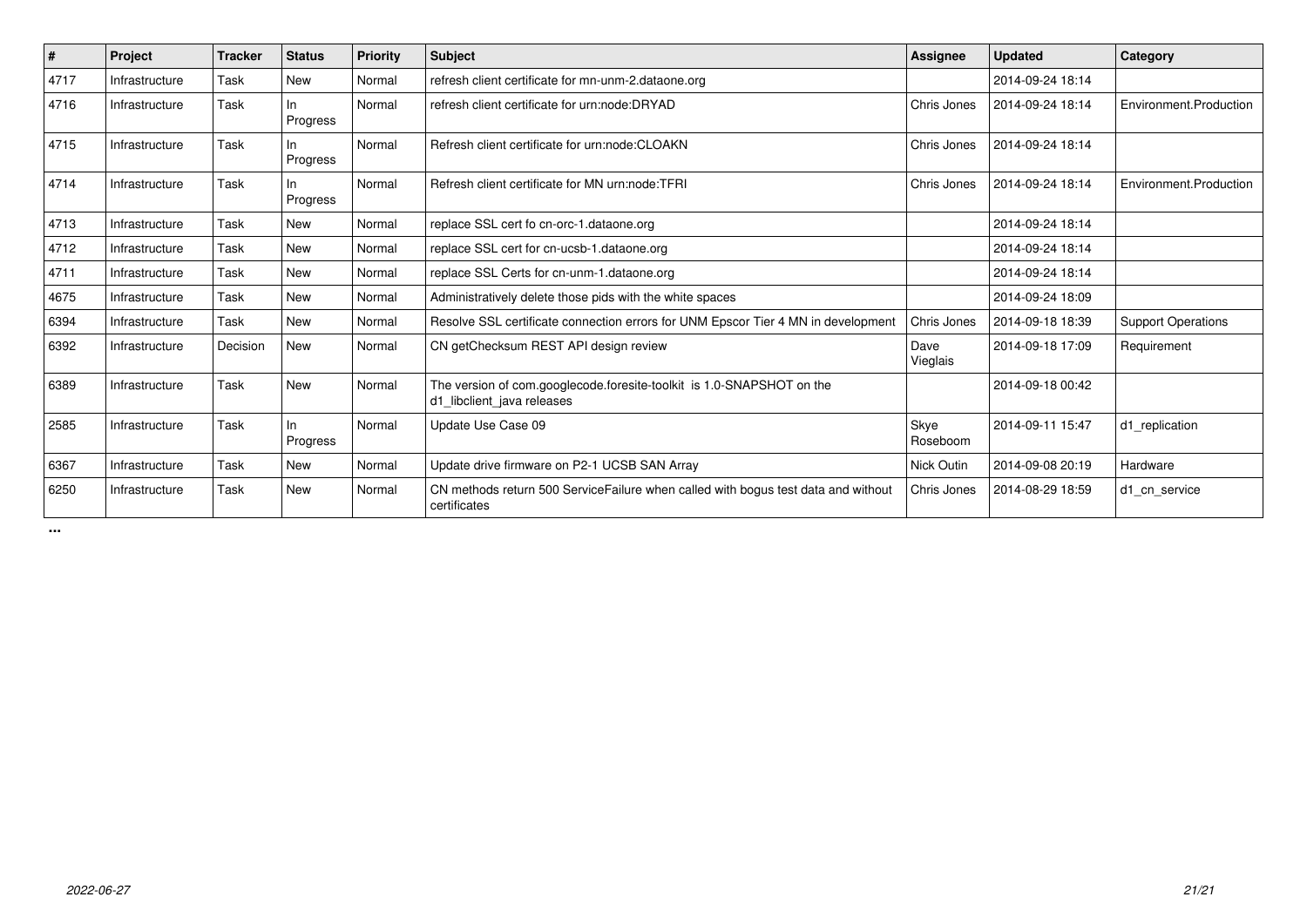| # | Project | Tracker | Status | Priority | Subject | Assignee | Updated | Category |
|---|---|---|---|---|---|---|---|---|
| 4717 | Infrastructure | Task | New | Normal | refresh client certificate for mn-unm-2.dataone.org | | 2014-09-24 18:14 | |
| 4716 | Infrastructure | Task | In Progress | Normal | refresh client certificate for urn:node:DRYAD | Chris Jones | 2014-09-24 18:14 | Environment.Production |
| 4715 | Infrastructure | Task | In Progress | Normal | Refresh client certificate for urn:node:CLOAKN | Chris Jones | 2014-09-24 18:14 | |
| 4714 | Infrastructure | Task | In Progress | Normal | Refresh client certificate for MN urn:node:TFRI | Chris Jones | 2014-09-24 18:14 | Environment.Production |
| 4713 | Infrastructure | Task | New | Normal | replace SSL cert fo cn-orc-1.dataone.org | | 2014-09-24 18:14 | |
| 4712 | Infrastructure | Task | New | Normal | replace SSL cert for cn-ucsb-1.dataone.org | | 2014-09-24 18:14 | |
| 4711 | Infrastructure | Task | New | Normal | replace SSL Certs for cn-unm-1.dataone.org | | 2014-09-24 18:14 | |
| 4675 | Infrastructure | Task | New | Normal | Administratively delete those pids with the white spaces | | 2014-09-24 18:09 | |
| 6394 | Infrastructure | Task | New | Normal | Resolve SSL certificate connection errors for UNM Epscor Tier 4 MN in development | Chris Jones | 2014-09-18 18:39 | Support Operations |
| 6392 | Infrastructure | Decision | New | Normal | CN getChecksum REST API design review | Dave Vieglais | 2014-09-18 17:09 | Requirement |
| 6389 | Infrastructure | Task | New | Normal | The version of com.googlecode.foresite-toolkit is 1.0-SNAPSHOT on the d1_libclient_java releases | | 2014-09-18 00:42 | |
| 2585 | Infrastructure | Task | In Progress | Normal | Update Use Case 09 | Skye Roseboom | 2014-09-11 15:47 | d1_replication |
| 6367 | Infrastructure | Task | New | Normal | Update drive firmware on P2-1 UCSB SAN Array | Nick Outin | 2014-09-08 20:19 | Hardware |
| 6250 | Infrastructure | Task | New | Normal | CN methods return 500 ServiceFailure when called with bogus test data and without certificates | Chris Jones | 2014-08-29 18:59 | d1_cn_service |

...